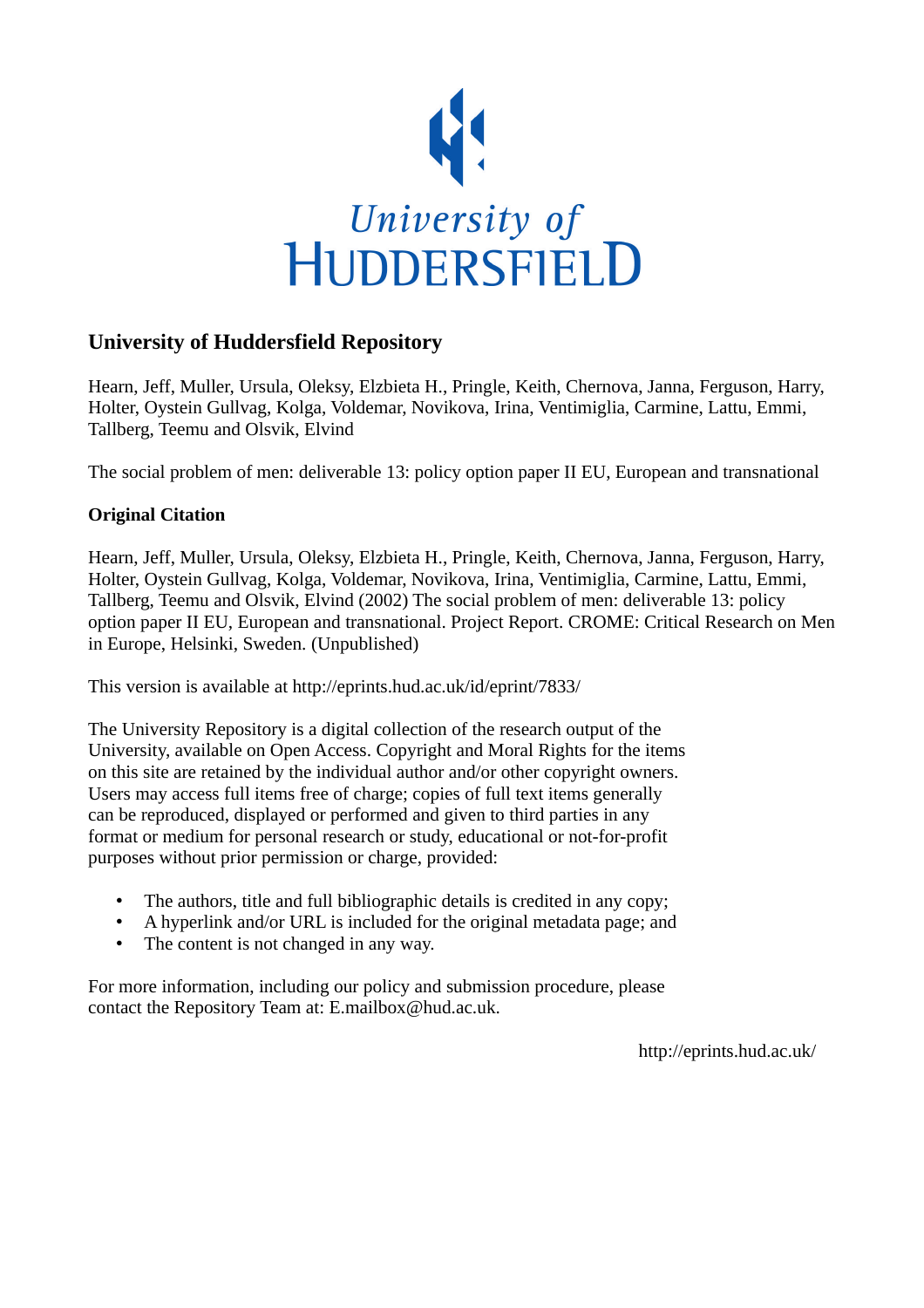University of HUDDERSFIELD

## University of Huddersfield Repository

Hearn, Jeff, Muller, Ursula, Oleksy, Elzbieta H., Pringle, Keith, Chernova, Janna, Ferguson, Harry, Holter, Oystein Gullvag, Kolga, Voldemar, Novikova, Irina, Ventimiglia, Carmine, Lattu, Emmi, Tallberg, Teemu and Olsvik, Elvind

The social problem of men: deliverable 13: policy option paper II EU, European and transnational

### Original Citation

Hearn, Jeff, Muller, Ursula, Oleksy, Elzbieta H., Pringle, Keith, Chernova, Janna, Ferguson, Harry, Holter, Oystein Gullvag, Kolga, Voldemar, Novikova, Irina, Ventimiglia, Carmine, Lattu, Emmi, Tallberg, Teemu and Olsvik, Elvind (2002) The social problem of men: deliverable 13: policy option paper II EU, European and transnational. Project Report. CROME: Critical Research on Men in Europe, Helsinki, Sweden. (Unpublished)

This version is available at http://eprints.hud.ac.uk/id/eprint/7833/

The University Repository is a digital collection of the research output of the University, available on Open Access. Copyright and Moral Rights for the items on this site are retained by the individual author and/or other copyright owners. Users may access full items free of charge; copies of full text items generally can be reproduced, displayed or performed and given to third parties in any format or medium for personal research or study, educational or not-for-profit purposes without prior permission or charge, provided:

- The authors, title and full bibliographic details is credited in any copy;
- A hyperlink and/or URL is included for the original metadata page; and
- The content is not changed in any way.

For more information, including our policy and submission procedure, please contact the Repository Team at: E.mailbox@hud.ac.uk.

http://eprints.hud.ac.uk/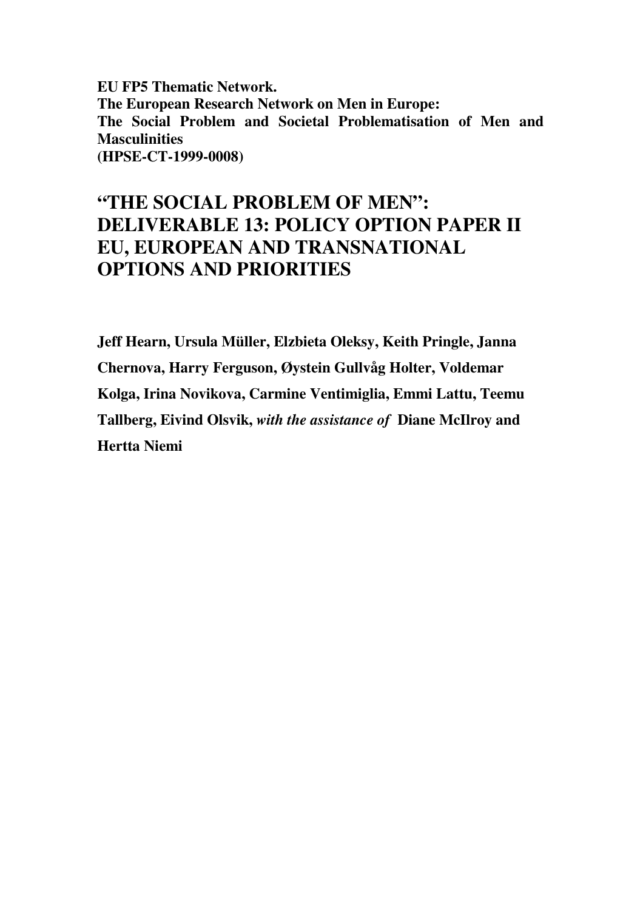**EU FP5 Thematic Network.**
**The European Research Network on Men in Europe:**
**The Social Problem and Societal Problematisation of Men and Masculinities**
**(HPSE-CT-1999-0008)**

# "THE SOCIAL PROBLEM OF MEN": DELIVERABLE 13: POLICY OPTION PAPER II EU, EUROPEAN AND TRANSNATIONAL OPTIONS AND PRIORITIES

**Jeff Hearn, Ursula Müller, Elzbieta Oleksy, Keith Pringle, Janna Chernova, Harry Ferguson, Øystein Gullvåg Holter, Voldemar Kolga, Irina Novikova, Carmine Ventimiglia, Emmi Lattu, Teemu Tallberg, Eivind Olsvik,** ***with the assistance of*** **Diane McIlroy and Hertta Niemi**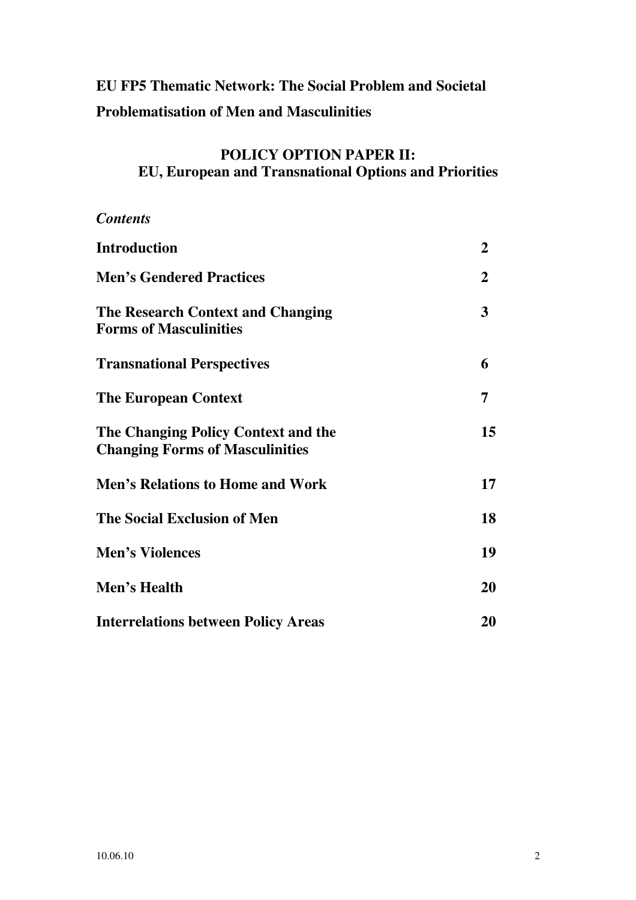**EU FP5 Thematic Network: The Social Problem and Societal Problematisation of Men and Masculinities**

## POLICY OPTION PAPER II: EU, European and Transnational Options and Priorities

*Contents*

| | |
|---|---|
| **Introduction** | **2** |
| **Men's Gendered Practices** | **2** |
| **The Research Context and Changing Forms of Masculinities** | **3** |
| **Transnational Perspectives** | **6** |
| **The European Context** | **7** |
| **The Changing Policy Context and the Changing Forms of Masculinities** | **15** |
| **Men's Relations to Home and Work** | **17** |
| **The Social Exclusion of Men** | **18** |
| **Men's Violences** | **19** |
| **Men's Health** | **20** |
| **Interrelations between Policy Areas** | **20** |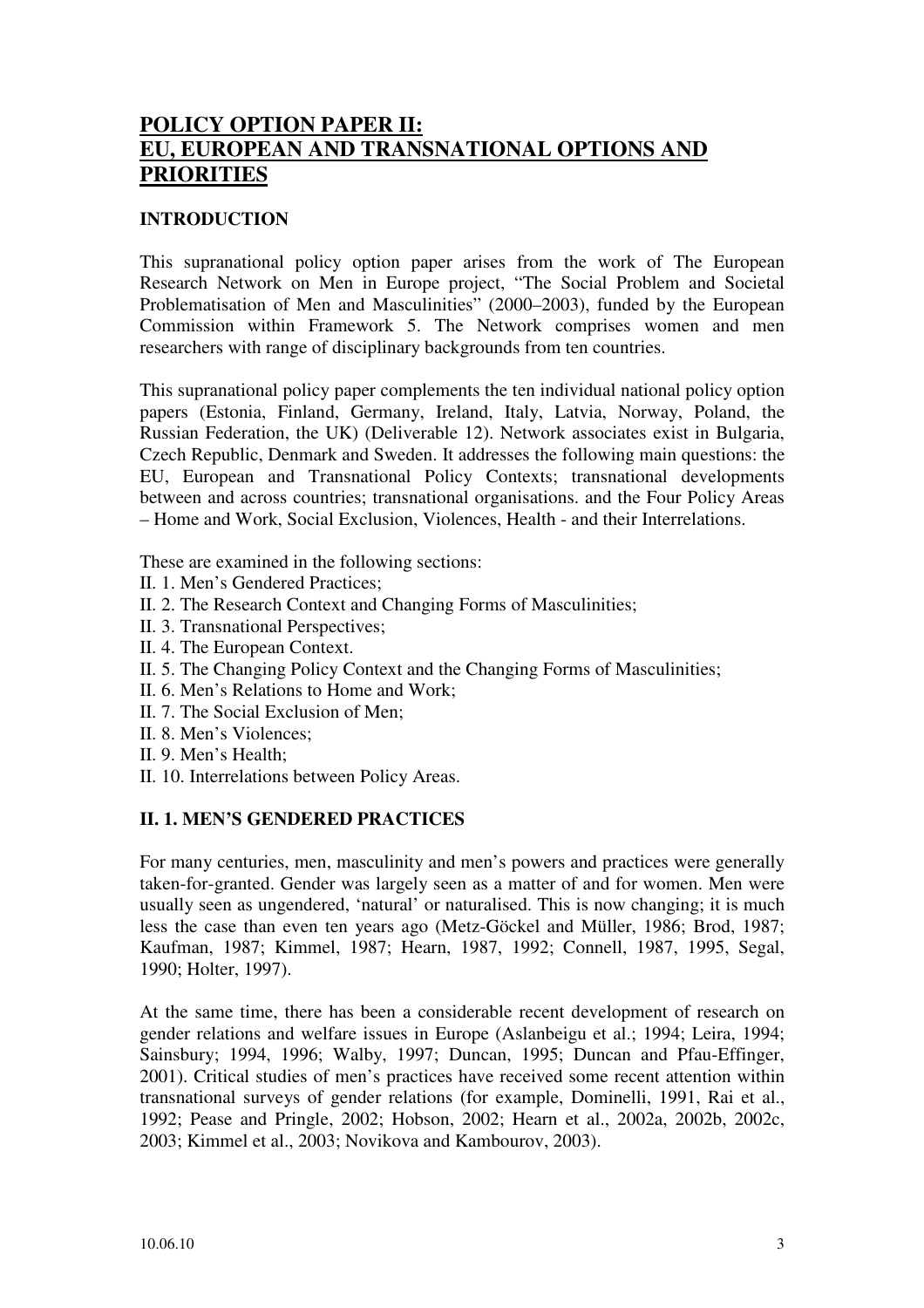# POLICY OPTION PAPER II: EU, EUROPEAN AND TRANSNATIONAL OPTIONS AND PRIORITIES

## INTRODUCTION

This supranational policy option paper arises from the work of The European Research Network on Men in Europe project, "The Social Problem and Societal Problematisation of Men and Masculinities" (2000–2003), funded by the European Commission within Framework 5. The Network comprises women and men researchers with range of disciplinary backgrounds from ten countries.

This supranational policy paper complements the ten individual national policy option papers (Estonia, Finland, Germany, Ireland, Italy, Latvia, Norway, Poland, the Russian Federation, the UK) (Deliverable 12). Network associates exist in Bulgaria, Czech Republic, Denmark and Sweden. It addresses the following main questions: the EU, European and Transnational Policy Contexts; transnational developments between and across countries; transnational organisations. and the Four Policy Areas – Home and Work, Social Exclusion, Violences, Health - and their Interrelations.

These are examined in the following sections:

- II. 1. Men's Gendered Practices;
- II. 2. The Research Context and Changing Forms of Masculinities;
- II. 3. Transnational Perspectives;
- II. 4. The European Context.
- II. 5. The Changing Policy Context and the Changing Forms of Masculinities;
- II. 6. Men's Relations to Home and Work;
- II. 7. The Social Exclusion of Men;
- II. 8. Men's Violences;
- II. 9. Men's Health;
- II. 10. Interrelations between Policy Areas.

## II. 1. MEN'S GENDERED PRACTICES

For many centuries, men, masculinity and men's powers and practices were generally taken-for-granted. Gender was largely seen as a matter of and for women. Men were usually seen as ungendered, 'natural' or naturalised. This is now changing; it is much less the case than even ten years ago (Metz-Göckel and Müller, 1986; Brod, 1987; Kaufman, 1987; Kimmel, 1987; Hearn, 1987, 1992; Connell, 1987, 1995, Segal, 1990; Holter, 1997).

At the same time, there has been a considerable recent development of research on gender relations and welfare issues in Europe (Aslanbeigu et al.; 1994; Leira, 1994; Sainsbury; 1994, 1996; Walby, 1997; Duncan, 1995; Duncan and Pfau-Effinger, 2001). Critical studies of men's practices have received some recent attention within transnational surveys of gender relations (for example, Dominelli, 1991, Rai et al., 1992; Pease and Pringle, 2002; Hobson, 2002; Hearn et al., 2002a, 2002b, 2002c, 2003; Kimmel et al., 2003; Novikova and Kambourov, 2003).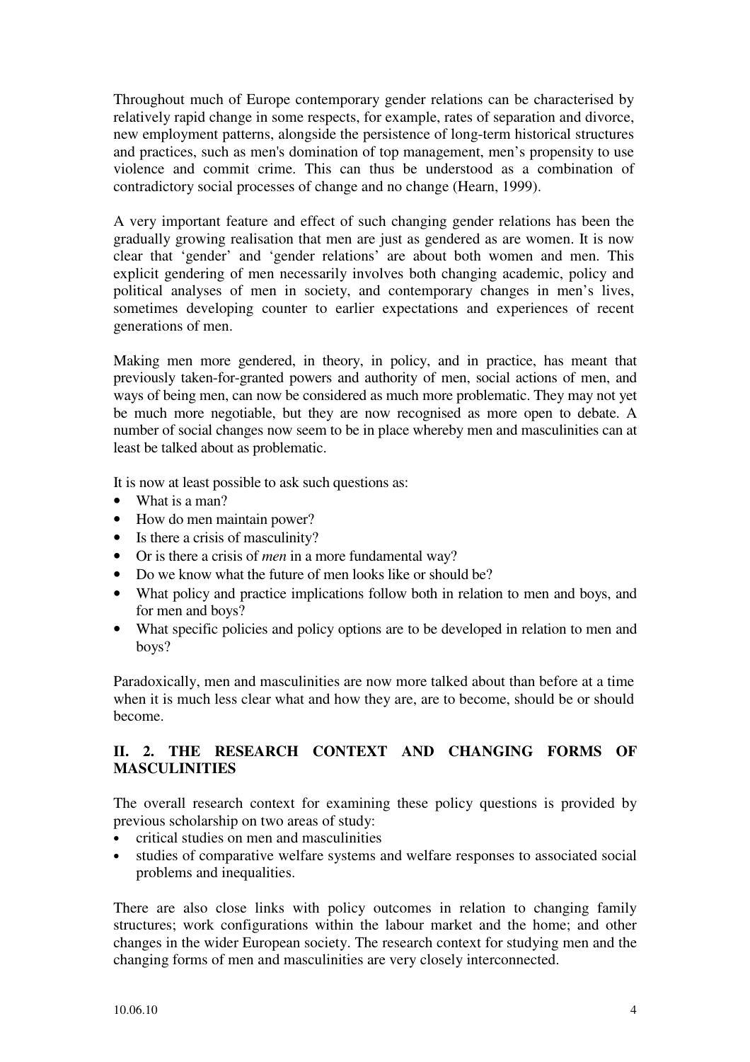Throughout much of Europe contemporary gender relations can be characterised by relatively rapid change in some respects, for example, rates of separation and divorce, new employment patterns, alongside the persistence of long-term historical structures and practices, such as men's domination of top management, men's propensity to use violence and commit crime. This can thus be understood as a combination of contradictory social processes of change and no change (Hearn, 1999).

A very important feature and effect of such changing gender relations has been the gradually growing realisation that men are just as gendered as are women. It is now clear that 'gender' and 'gender relations' are about both women and men. This explicit gendering of men necessarily involves both changing academic, policy and political analyses of men in society, and contemporary changes in men's lives, sometimes developing counter to earlier expectations and experiences of recent generations of men.

Making men more gendered, in theory, in policy, and in practice, has meant that previously taken-for-granted powers and authority of men, social actions of men, and ways of being men, can now be considered as much more problematic. They may not yet be much more negotiable, but they are now recognised as more open to debate. A number of social changes now seem to be in place whereby men and masculinities can at least be talked about as problematic.

It is now at least possible to ask such questions as:

- What is a man?
- How do men maintain power?
- Is there a crisis of masculinity?
- Or is there a crisis of *men* in a more fundamental way?
- Do we know what the future of men looks like or should be?
- What policy and practice implications follow both in relation to men and boys, and for men and boys?
- What specific policies and policy options are to be developed in relation to men and boys?

Paradoxically, men and masculinities are now more talked about than before at a time when it is much less clear what and how they are, are to become, should be or should become.

## II. 2. THE RESEARCH CONTEXT AND CHANGING FORMS OF MASCULINITIES

The overall research context for examining these policy questions is provided by previous scholarship on two areas of study:

- critical studies on men and masculinities
- studies of comparative welfare systems and welfare responses to associated social problems and inequalities.

There are also close links with policy outcomes in relation to changing family structures; work configurations within the labour market and the home; and other changes in the wider European society. The research context for studying men and the changing forms of men and masculinities are very closely interconnected.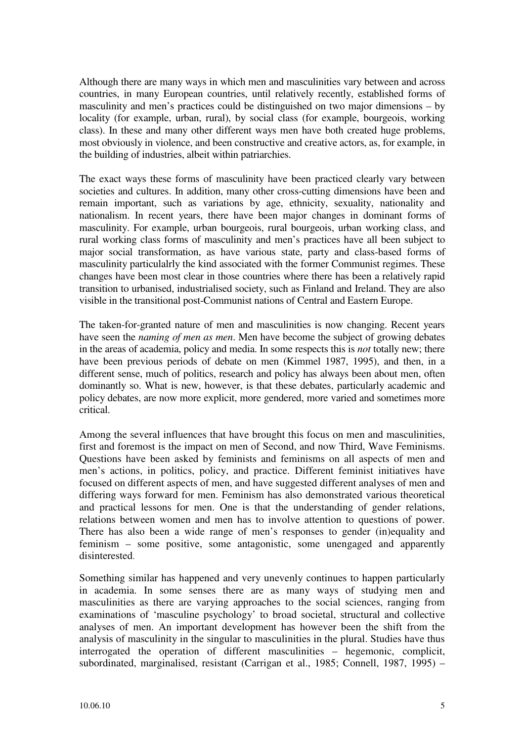Although there are many ways in which men and masculinities vary between and across countries, in many European countries, until relatively recently, established forms of masculinity and men's practices could be distinguished on two major dimensions – by locality (for example, urban, rural), by social class (for example, bourgeois, working class). In these and many other different ways men have both created huge problems, most obviously in violence, and been constructive and creative actors, as, for example, in the building of industries, albeit within patriarchies.

The exact ways these forms of masculinity have been practiced clearly vary between societies and cultures. In addition, many other cross-cutting dimensions have been and remain important, such as variations by age, ethnicity, sexuality, nationality and nationalism. In recent years, there have been major changes in dominant forms of masculinity. For example, urban bourgeois, rural bourgeois, urban working class, and rural working class forms of masculinity and men's practices have all been subject to major social transformation, as have various state, party and class-based forms of masculinity particulalrly the kind associated with the former Communist regimes. These changes have been most clear in those countries where there has been a relatively rapid transition to urbanised, industrialised society, such as Finland and Ireland. They are also visible in the transitional post-Communist nations of Central and Eastern Europe.

The taken-for-granted nature of men and masculinities is now changing. Recent years have seen the *naming of men as men*. Men have become the subject of growing debates in the areas of academia, policy and media. In some respects this is *not* totally new; there have been previous periods of debate on men (Kimmel 1987, 1995), and then, in a different sense, much of politics, research and policy has always been about men, often dominantly so. What is new, however, is that these debates, particularly academic and policy debates, are now more explicit, more gendered, more varied and sometimes more critical.

Among the several influences that have brought this focus on men and masculinities, first and foremost is the impact on men of Second, and now Third, Wave Feminisms. Questions have been asked by feminists and feminisms on all aspects of men and men's actions, in politics, policy, and practice. Different feminist initiatives have focused on different aspects of men, and have suggested different analyses of men and differing ways forward for men. Feminism has also demonstrated various theoretical and practical lessons for men. One is that the understanding of gender relations, relations between women and men has to involve attention to questions of power. There has also been a wide range of men's responses to gender (in)equality and feminism – some positive, some antagonistic, some unengaged and apparently disinterested.

Something similar has happened and very unevenly continues to happen particularly in academia. In some senses there are as many ways of studying men and masculinities as there are varying approaches to the social sciences, ranging from examinations of 'masculine psychology' to broad societal, structural and collective analyses of men. An important development has however been the shift from the analysis of masculinity in the singular to masculinities in the plural. Studies have thus interrogated the operation of different masculinities – hegemonic, complicit, subordinated, marginalised, resistant (Carrigan et al., 1985; Connell, 1987, 1995) –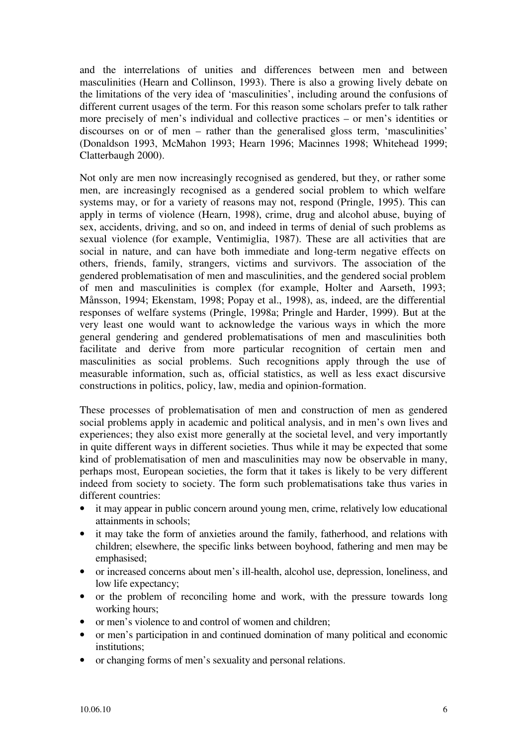and the interrelations of unities and differences between men and between masculinities (Hearn and Collinson, 1993). There is also a growing lively debate on the limitations of the very idea of 'masculinities', including around the confusions of different current usages of the term. For this reason some scholars prefer to talk rather more precisely of men's individual and collective practices – or men's identities or discourses on or of men – rather than the generalised gloss term, 'masculinities' (Donaldson 1993, McMahon 1993; Hearn 1996; Macinnes 1998; Whitehead 1999; Clatterbaugh 2000).

Not only are men now increasingly recognised as gendered, but they, or rather some men, are increasingly recognised as a gendered social problem to which welfare systems may, or for a variety of reasons may not, respond (Pringle, 1995). This can apply in terms of violence (Hearn, 1998), crime, drug and alcohol abuse, buying of sex, accidents, driving, and so on, and indeed in terms of denial of such problems as sexual violence (for example, Ventimiglia, 1987). These are all activities that are social in nature, and can have both immediate and long-term negative effects on others, friends, family, strangers, victims and survivors. The association of the gendered problematisation of men and masculinities, and the gendered social problem of men and masculinities is complex (for example, Holter and Aarseth, 1993; Månsson, 1994; Ekenstam, 1998; Popay et al., 1998), as, indeed, are the differential responses of welfare systems (Pringle, 1998a; Pringle and Harder, 1999). But at the very least one would want to acknowledge the various ways in which the more general gendering and gendered problematisations of men and masculinities both facilitate and derive from more particular recognition of certain men and masculinities as social problems. Such recognitions apply through the use of measurable information, such as, official statistics, as well as less exact discursive constructions in politics, policy, law, media and opinion-formation.

These processes of problematisation of men and construction of men as gendered social problems apply in academic and political analysis, and in men's own lives and experiences; they also exist more generally at the societal level, and very importantly in quite different ways in different societies. Thus while it may be expected that some kind of problematisation of men and masculinities may now be observable in many, perhaps most, European societies, the form that it takes is likely to be very different indeed from society to society. The form such problematisations take thus varies in different countries:

- it may appear in public concern around young men, crime, relatively low educational attainments in schools;
- it may take the form of anxieties around the family, fatherhood, and relations with children; elsewhere, the specific links between boyhood, fathering and men may be emphasised;
- or increased concerns about men's ill-health, alcohol use, depression, loneliness, and low life expectancy;
- or the problem of reconciling home and work, with the pressure towards long working hours;
- or men's violence to and control of women and children;
- or men's participation in and continued domination of many political and economic institutions;
- or changing forms of men's sexuality and personal relations.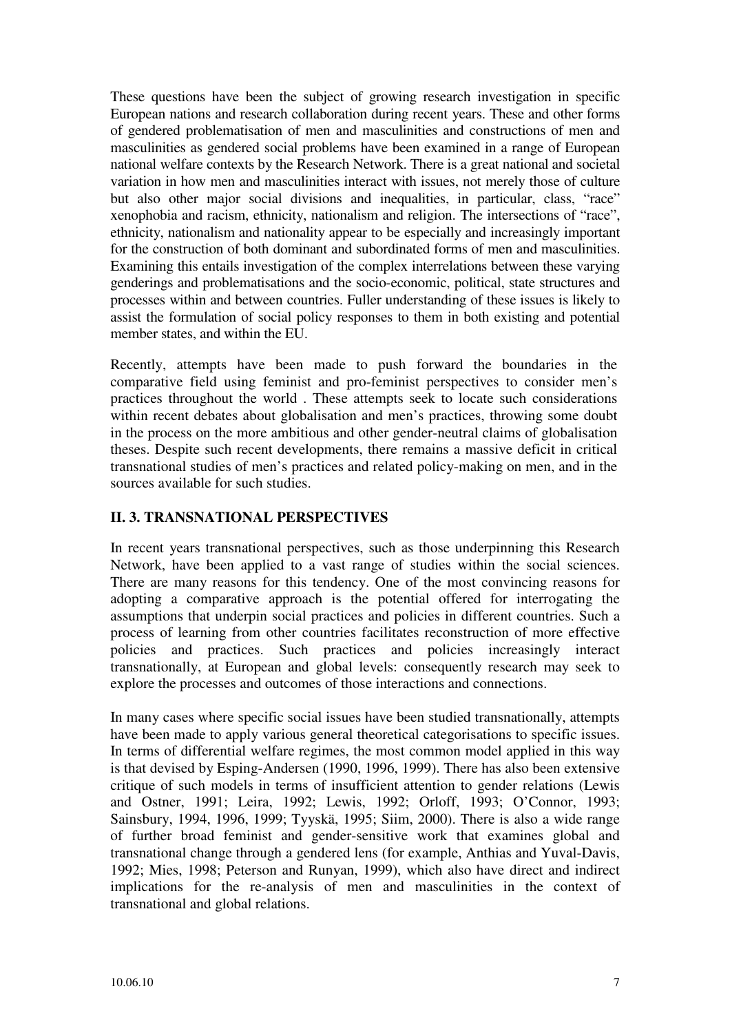These questions have been the subject of growing research investigation in specific European nations and research collaboration during recent years. These and other forms of gendered problematisation of men and masculinities and constructions of men and masculinities as gendered social problems have been examined in a range of European national welfare contexts by the Research Network. There is a great national and societal variation in how men and masculinities interact with issues, not merely those of culture but also other major social divisions and inequalities, in particular, class, "race" xenophobia and racism, ethnicity, nationalism and religion. The intersections of "race", ethnicity, nationalism and nationality appear to be especially and increasingly important for the construction of both dominant and subordinated forms of men and masculinities. Examining this entails investigation of the complex interrelations between these varying genderings and problematisations and the socio-economic, political, state structures and processes within and between countries. Fuller understanding of these issues is likely to assist the formulation of social policy responses to them in both existing and potential member states, and within the EU.

Recently, attempts have been made to push forward the boundaries in the comparative field using feminist and pro-feminist perspectives to consider men's practices throughout the world . These attempts seek to locate such considerations within recent debates about globalisation and men's practices, throwing some doubt in the process on the more ambitious and other gender-neutral claims of globalisation theses. Despite such recent developments, there remains a massive deficit in critical transnational studies of men's practices and related policy-making on men, and in the sources available for such studies.

## II. 3. TRANSNATIONAL PERSPECTIVES

In recent years transnational perspectives, such as those underpinning this Research Network, have been applied to a vast range of studies within the social sciences. There are many reasons for this tendency. One of the most convincing reasons for adopting a comparative approach is the potential offered for interrogating the assumptions that underpin social practices and policies in different countries. Such a process of learning from other countries facilitates reconstruction of more effective policies and practices. Such practices and policies increasingly interact transnationally, at European and global levels: consequently research may seek to explore the processes and outcomes of those interactions and connections.

In many cases where specific social issues have been studied transnationally, attempts have been made to apply various general theoretical categorisations to specific issues. In terms of differential welfare regimes, the most common model applied in this way is that devised by Esping-Andersen (1990, 1996, 1999). There has also been extensive critique of such models in terms of insufficient attention to gender relations (Lewis and Ostner, 1991; Leira, 1992; Lewis, 1992; Orloff, 1993; O'Connor, 1993; Sainsbury, 1994, 1996, 1999; Tyyskä, 1995; Siim, 2000). There is also a wide range of further broad feminist and gender-sensitive work that examines global and transnational change through a gendered lens (for example, Anthias and Yuval-Davis, 1992; Mies, 1998; Peterson and Runyan, 1999), which also have direct and indirect implications for the re-analysis of men and masculinities in the context of transnational and global relations.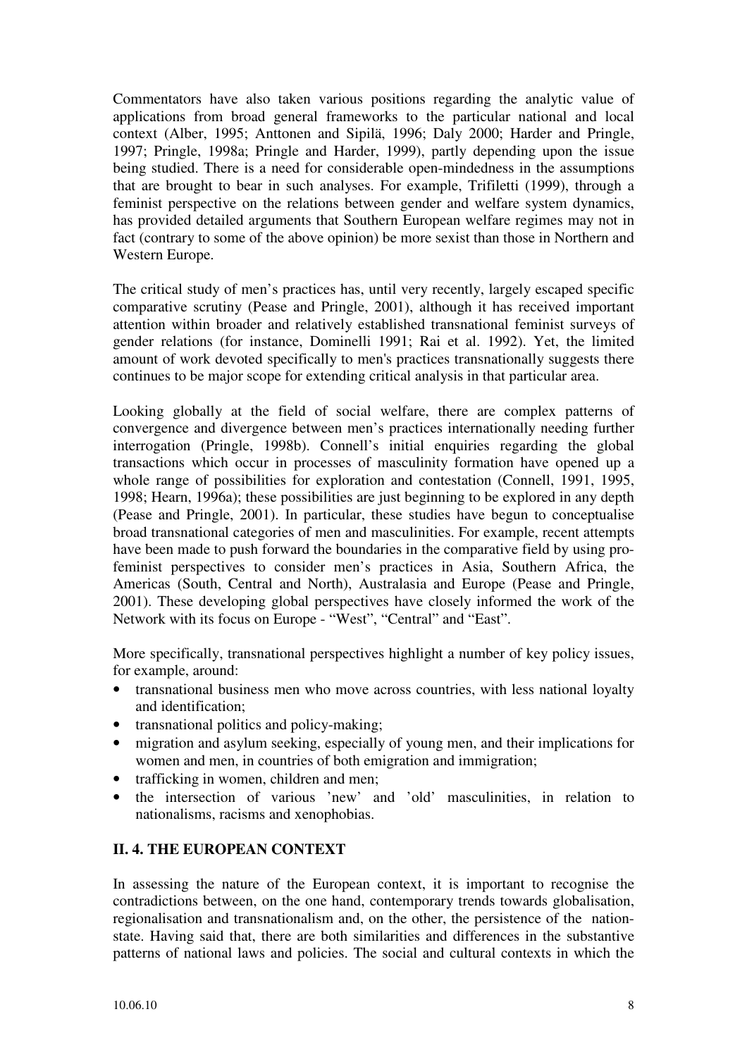Commentators have also taken various positions regarding the analytic value of applications from broad general frameworks to the particular national and local context (Alber, 1995; Anttonen and Sipilä, 1996; Daly 2000; Harder and Pringle, 1997; Pringle, 1998a; Pringle and Harder, 1999), partly depending upon the issue being studied. There is a need for considerable open-mindedness in the assumptions that are brought to bear in such analyses. For example, Trifiletti (1999), through a feminist perspective on the relations between gender and welfare system dynamics, has provided detailed arguments that Southern European welfare regimes may not in fact (contrary to some of the above opinion) be more sexist than those in Northern and Western Europe.

The critical study of men's practices has, until very recently, largely escaped specific comparative scrutiny (Pease and Pringle, 2001), although it has received important attention within broader and relatively established transnational feminist surveys of gender relations (for instance, Dominelli 1991; Rai et al. 1992). Yet, the limited amount of work devoted specifically to men's practices transnationally suggests there continues to be major scope for extending critical analysis in that particular area.

Looking globally at the field of social welfare, there are complex patterns of convergence and divergence between men's practices internationally needing further interrogation (Pringle, 1998b). Connell's initial enquiries regarding the global transactions which occur in processes of masculinity formation have opened up a whole range of possibilities for exploration and contestation (Connell, 1991, 1995, 1998; Hearn, 1996a); these possibilities are just beginning to be explored in any depth (Pease and Pringle, 2001). In particular, these studies have begun to conceptualise broad transnational categories of men and masculinities. For example, recent attempts have been made to push forward the boundaries in the comparative field by using pro-feminist perspectives to consider men's practices in Asia, Southern Africa, the Americas (South, Central and North), Australasia and Europe (Pease and Pringle, 2001). These developing global perspectives have closely informed the work of the Network with its focus on Europe - "West", "Central" and "East".

More specifically, transnational perspectives highlight a number of key policy issues, for example, around:

- transnational business men who move across countries, with less national loyalty and identification;
- transnational politics and policy-making;
- migration and asylum seeking, especially of young men, and their implications for women and men, in countries of both emigration and immigration;
- trafficking in women, children and men;
- the intersection of various 'new' and 'old' masculinities, in relation to nationalisms, racisms and xenophobias.

## II. 4. THE EUROPEAN CONTEXT

In assessing the nature of the European context, it is important to recognise the contradictions between, on the one hand, contemporary trends towards globalisation, regionalisation and transnationalism and, on the other, the persistence of the nation-state. Having said that, there are both similarities and differences in the substantive patterns of national laws and policies. The social and cultural contexts in which the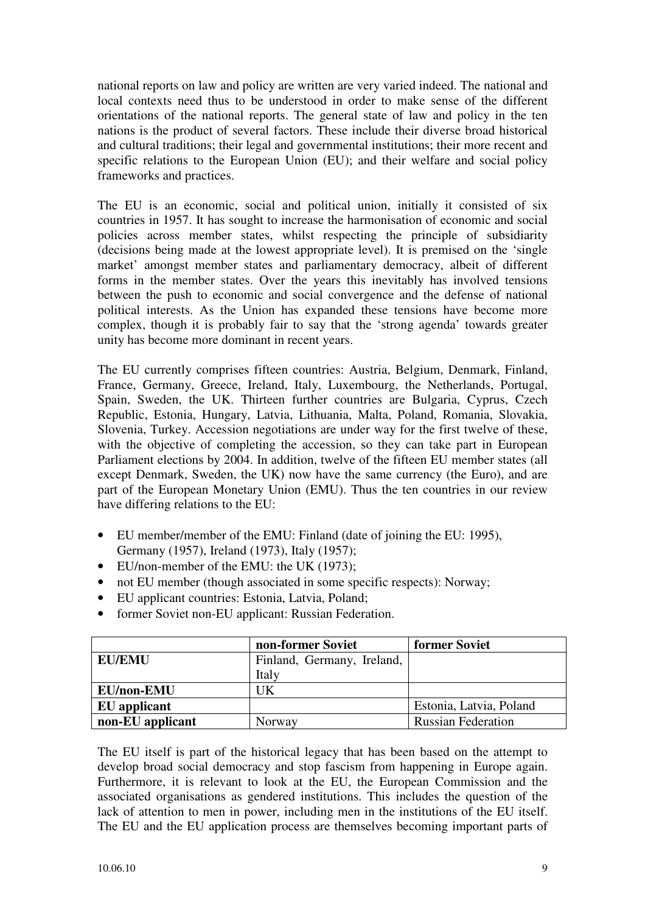national reports on law and policy are written are very varied indeed. The national and local contexts need thus to be understood in order to make sense of the different orientations of the national reports. The general state of law and policy in the ten nations is the product of several factors. These include their diverse broad historical and cultural traditions; their legal and governmental institutions; their more recent and specific relations to the European Union (EU); and their welfare and social policy frameworks and practices.

The EU is an economic, social and political union, initially it consisted of six countries in 1957. It has sought to increase the harmonisation of economic and social policies across member states, whilst respecting the principle of subsidiarity (decisions being made at the lowest appropriate level). It is premised on the 'single market' amongst member states and parliamentary democracy, albeit of different forms in the member states. Over the years this inevitably has involved tensions between the push to economic and social convergence and the defense of national political interests. As the Union has expanded these tensions have become more complex, though it is probably fair to say that the 'strong agenda' towards greater unity has become more dominant in recent years.

The EU currently comprises fifteen countries: Austria, Belgium, Denmark, Finland, France, Germany, Greece, Ireland, Italy, Luxembourg, the Netherlands, Portugal, Spain, Sweden, the UK. Thirteen further countries are Bulgaria, Cyprus, Czech Republic, Estonia, Hungary, Latvia, Lithuania, Malta, Poland, Romania, Slovakia, Slovenia, Turkey. Accession negotiations are under way for the first twelve of these, with the objective of completing the accession, so they can take part in European Parliament elections by 2004. In addition, twelve of the fifteen EU member states (all except Denmark, Sweden, the UK) now have the same currency (the Euro), and are part of the European Monetary Union (EMU). Thus the ten countries in our review have differing relations to the EU:

- EU member/member of the EMU: Finland (date of joining the EU: 1995), Germany (1957), Ireland (1973), Italy (1957);
- EU/non-member of the EMU: the UK (1973);
- not EU member (though associated in some specific respects): Norway;
- EU applicant countries: Estonia, Latvia, Poland;
- former Soviet non-EU applicant: Russian Federation.

| | **non-former Soviet** | **former Soviet** |
|---|---|---|
| **EU/EMU** | Finland, Germany, Ireland, Italy | |
| **EU/non-EMU** | UK | |
| **EU applicant** | | Estonia, Latvia, Poland |
| **non-EU applicant** | Norway | Russian Federation |

The EU itself is part of the historical legacy that has been based on the attempt to develop broad social democracy and stop fascism from happening in Europe again. Furthermore, it is relevant to look at the EU, the European Commission and the associated organisations as gendered institutions. This includes the question of the lack of attention to men in power, including men in the institutions of the EU itself. The EU and the EU application process are themselves becoming important parts of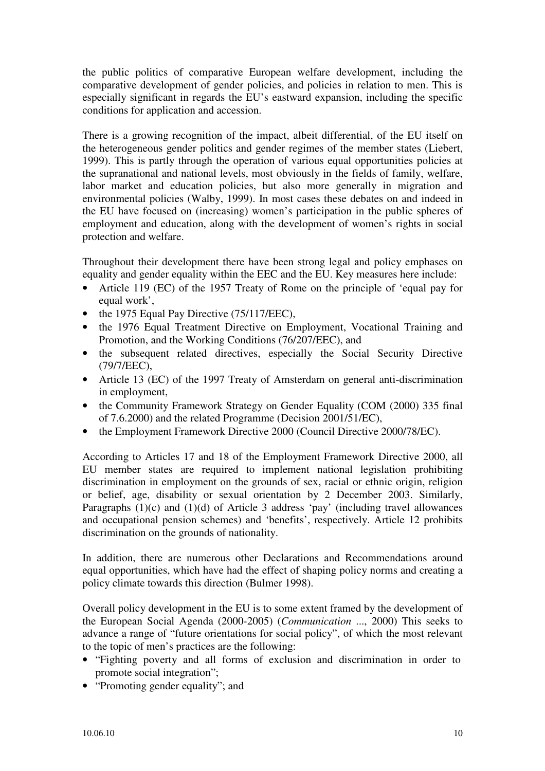the public politics of comparative European welfare development, including the comparative development of gender policies, and policies in relation to men. This is especially significant in regards the EU's eastward expansion, including the specific conditions for application and accession.

There is a growing recognition of the impact, albeit differential, of the EU itself on the heterogeneous gender politics and gender regimes of the member states (Liebert, 1999). This is partly through the operation of various equal opportunities policies at the supranational and national levels, most obviously in the fields of family, welfare, labor market and education policies, but also more generally in migration and environmental policies (Walby, 1999). In most cases these debates on and indeed in the EU have focused on (increasing) women's participation in the public spheres of employment and education, along with the development of women's rights in social protection and welfare.

Throughout their development there have been strong legal and policy emphases on equality and gender equality within the EEC and the EU. Key measures here include:

- Article 119 (EC) of the 1957 Treaty of Rome on the principle of 'equal pay for equal work',
- the 1975 Equal Pay Directive (75/117/EEC),
- the 1976 Equal Treatment Directive on Employment, Vocational Training and Promotion, and the Working Conditions (76/207/EEC), and
- the subsequent related directives, especially the Social Security Directive (79/7/EEC),
- Article 13 (EC) of the 1997 Treaty of Amsterdam on general anti-discrimination in employment,
- the Community Framework Strategy on Gender Equality (COM (2000) 335 final of 7.6.2000) and the related Programme (Decision 2001/51/EC),
- the Employment Framework Directive 2000 (Council Directive 2000/78/EC).

According to Articles 17 and 18 of the Employment Framework Directive 2000, all EU member states are required to implement national legislation prohibiting discrimination in employment on the grounds of sex, racial or ethnic origin, religion or belief, age, disability or sexual orientation by 2 December 2003. Similarly, Paragraphs (1)(c) and (1)(d) of Article 3 address 'pay' (including travel allowances and occupational pension schemes) and 'benefits', respectively. Article 12 prohibits discrimination on the grounds of nationality.

In addition, there are numerous other Declarations and Recommendations around equal opportunities, which have had the effect of shaping policy norms and creating a policy climate towards this direction (Bulmer 1998).

Overall policy development in the EU is to some extent framed by the development of the European Social Agenda (2000-2005) (*Communication* ..., 2000) This seeks to advance a range of "future orientations for social policy", of which the most relevant to the topic of men's practices are the following:

- "Fighting poverty and all forms of exclusion and discrimination in order to promote social integration";
- "Promoting gender equality"; and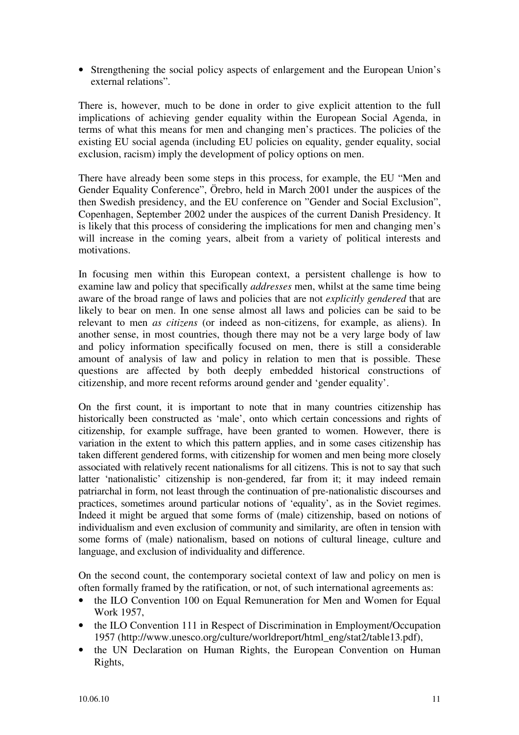- Strengthening the social policy aspects of enlargement and the European Union's external relations".

There is, however, much to be done in order to give explicit attention to the full implications of achieving gender equality within the European Social Agenda, in terms of what this means for men and changing men's practices. The policies of the existing EU social agenda (including EU policies on equality, gender equality, social exclusion, racism) imply the development of policy options on men.

There have already been some steps in this process, for example, the EU "Men and Gender Equality Conference", Örebro, held in March 2001 under the auspices of the then Swedish presidency, and the EU conference on "Gender and Social Exclusion", Copenhagen, September 2002 under the auspices of the current Danish Presidency. It is likely that this process of considering the implications for men and changing men's will increase in the coming years, albeit from a variety of political interests and motivations.

In focusing men within this European context, a persistent challenge is how to examine law and policy that specifically *addresses* men, whilst at the same time being aware of the broad range of laws and policies that are not *explicitly gendered* that are likely to bear on men. In one sense almost all laws and policies can be said to be relevant to men *as citizens* (or indeed as non-citizens, for example, as aliens). In another sense, in most countries, though there may not be a very large body of law and policy information specifically focused on men, there is still a considerable amount of analysis of law and policy in relation to men that is possible. These questions are affected by both deeply embedded historical constructions of citizenship, and more recent reforms around gender and 'gender equality'.

On the first count, it is important to note that in many countries citizenship has historically been constructed as 'male', onto which certain concessions and rights of citizenship, for example suffrage, have been granted to women. However, there is variation in the extent to which this pattern applies, and in some cases citizenship has taken different gendered forms, with citizenship for women and men being more closely associated with relatively recent nationalisms for all citizens. This is not to say that such latter 'nationalistic' citizenship is non-gendered, far from it; it may indeed remain patriarchal in form, not least through the continuation of pre-nationalistic discourses and practices, sometimes around particular notions of 'equality', as in the Soviet regimes. Indeed it might be argued that some forms of (male) citizenship, based on notions of individualism and even exclusion of community and similarity, are often in tension with some forms of (male) nationalism, based on notions of cultural lineage, culture and language, and exclusion of individuality and difference.

On the second count, the contemporary societal context of law and policy on men is often formally framed by the ratification, or not, of such international agreements as:

- the ILO Convention 100 on Equal Remuneration for Men and Women for Equal Work 1957,
- the ILO Convention 111 in Respect of Discrimination in Employment/Occupation 1957 (http://www.unesco.org/culture/worldreport/html_eng/stat2/table13.pdf),
- the UN Declaration on Human Rights, the European Convention on Human Rights,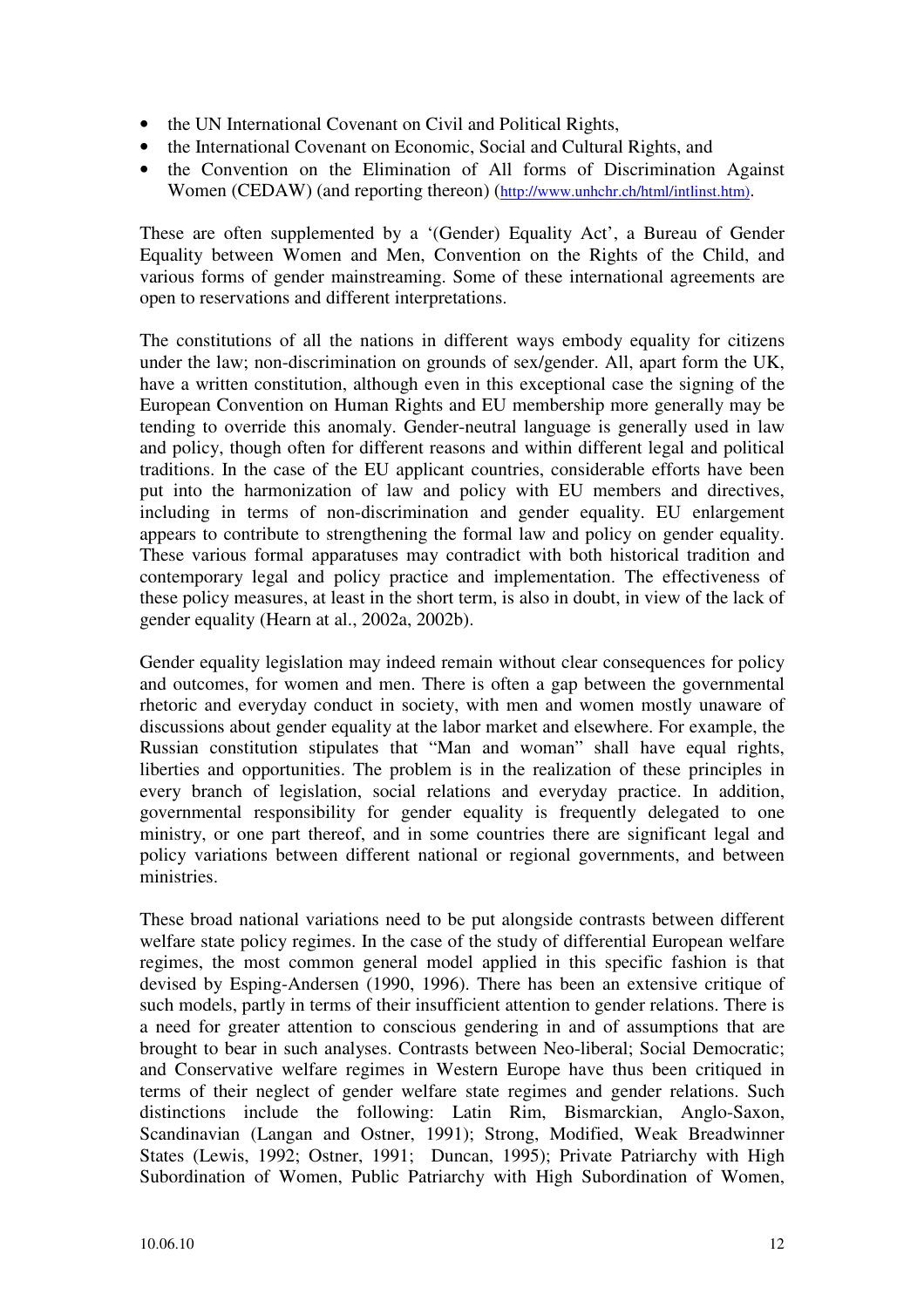- the UN International Covenant on Civil and Political Rights,
- the International Covenant on Economic, Social and Cultural Rights, and
- the Convention on the Elimination of All forms of Discrimination Against Women (CEDAW) (and reporting thereon) (http://www.unhchr.ch/html/intlinst.htm).

These are often supplemented by a '(Gender) Equality Act', a Bureau of Gender Equality between Women and Men, Convention on the Rights of the Child, and various forms of gender mainstreaming. Some of these international agreements are open to reservations and different interpretations.

The constitutions of all the nations in different ways embody equality for citizens under the law; non-discrimination on grounds of sex/gender. All, apart form the UK, have a written constitution, although even in this exceptional case the signing of the European Convention on Human Rights and EU membership more generally may be tending to override this anomaly. Gender-neutral language is generally used in law and policy, though often for different reasons and within different legal and political traditions. In the case of the EU applicant countries, considerable efforts have been put into the harmonization of law and policy with EU members and directives, including in terms of non-discrimination and gender equality. EU enlargement appears to contribute to strengthening the formal law and policy on gender equality. These various formal apparatuses may contradict with both historical tradition and contemporary legal and policy practice and implementation. The effectiveness of these policy measures, at least in the short term, is also in doubt, in view of the lack of gender equality (Hearn at al., 2002a, 2002b).

Gender equality legislation may indeed remain without clear consequences for policy and outcomes, for women and men. There is often a gap between the governmental rhetoric and everyday conduct in society, with men and women mostly unaware of discussions about gender equality at the labor market and elsewhere. For example, the Russian constitution stipulates that "Man and woman" shall have equal rights, liberties and opportunities. The problem is in the realization of these principles in every branch of legislation, social relations and everyday practice. In addition, governmental responsibility for gender equality is frequently delegated to one ministry, or one part thereof, and in some countries there are significant legal and policy variations between different national or regional governments, and between ministries.

These broad national variations need to be put alongside contrasts between different welfare state policy regimes. In the case of the study of differential European welfare regimes, the most common general model applied in this specific fashion is that devised by Esping-Andersen (1990, 1996). There has been an extensive critique of such models, partly in terms of their insufficient attention to gender relations. There is a need for greater attention to conscious gendering in and of assumptions that are brought to bear in such analyses. Contrasts between Neo-liberal; Social Democratic; and Conservative welfare regimes in Western Europe have thus been critiqued in terms of their neglect of gender welfare state regimes and gender relations. Such distinctions include the following: Latin Rim, Bismarckian, Anglo-Saxon, Scandinavian (Langan and Ostner, 1991); Strong, Modified, Weak Breadwinner States (Lewis, 1992; Ostner, 1991; Duncan, 1995); Private Patriarchy with High Subordination of Women, Public Patriarchy with High Subordination of Women,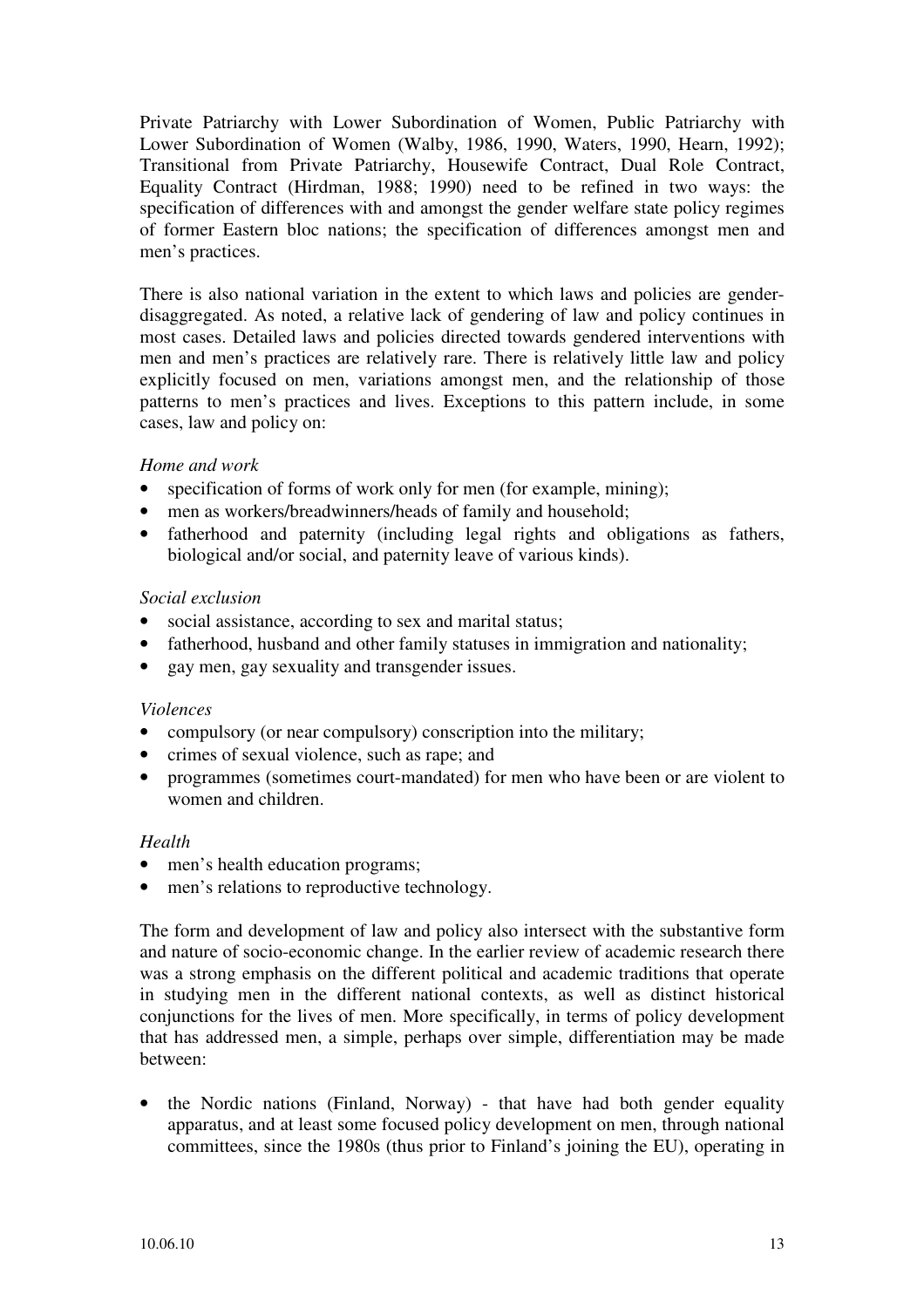Private Patriarchy with Lower Subordination of Women, Public Patriarchy with Lower Subordination of Women (Walby, 1986, 1990, Waters, 1990, Hearn, 1992); Transitional from Private Patriarchy, Housewife Contract, Dual Role Contract, Equality Contract (Hirdman, 1988; 1990) need to be refined in two ways: the specification of differences with and amongst the gender welfare state policy regimes of former Eastern bloc nations; the specification of differences amongst men and men's practices.

There is also national variation in the extent to which laws and policies are gender-disaggregated. As noted, a relative lack of gendering of law and policy continues in most cases. Detailed laws and policies directed towards gendered interventions with men and men's practices are relatively rare. There is relatively little law and policy explicitly focused on men, variations amongst men, and the relationship of those patterns to men's practices and lives. Exceptions to this pattern include, in some cases, law and policy on:

*Home and work*

- specification of forms of work only for men (for example, mining);
- men as workers/breadwinners/heads of family and household;
- fatherhood and paternity (including legal rights and obligations as fathers, biological and/or social, and paternity leave of various kinds).

*Social exclusion*

- social assistance, according to sex and marital status;
- fatherhood, husband and other family statuses in immigration and nationality;
- gay men, gay sexuality and transgender issues.

*Violences*

- compulsory (or near compulsory) conscription into the military;
- crimes of sexual violence, such as rape; and
- programmes (sometimes court-mandated) for men who have been or are violent to women and children.

*Health*

- men's health education programs;
- men's relations to reproductive technology.

The form and development of law and policy also intersect with the substantive form and nature of socio-economic change. In the earlier review of academic research there was a strong emphasis on the different political and academic traditions that operate in studying men in the different national contexts, as well as distinct historical conjunctions for the lives of men. More specifically, in terms of policy development that has addressed men, a simple, perhaps over simple, differentiation may be made between:

- the Nordic nations (Finland, Norway) - that have had both gender equality apparatus, and at least some focused policy development on men, through national committees, since the 1980s (thus prior to Finland's joining the EU), operating in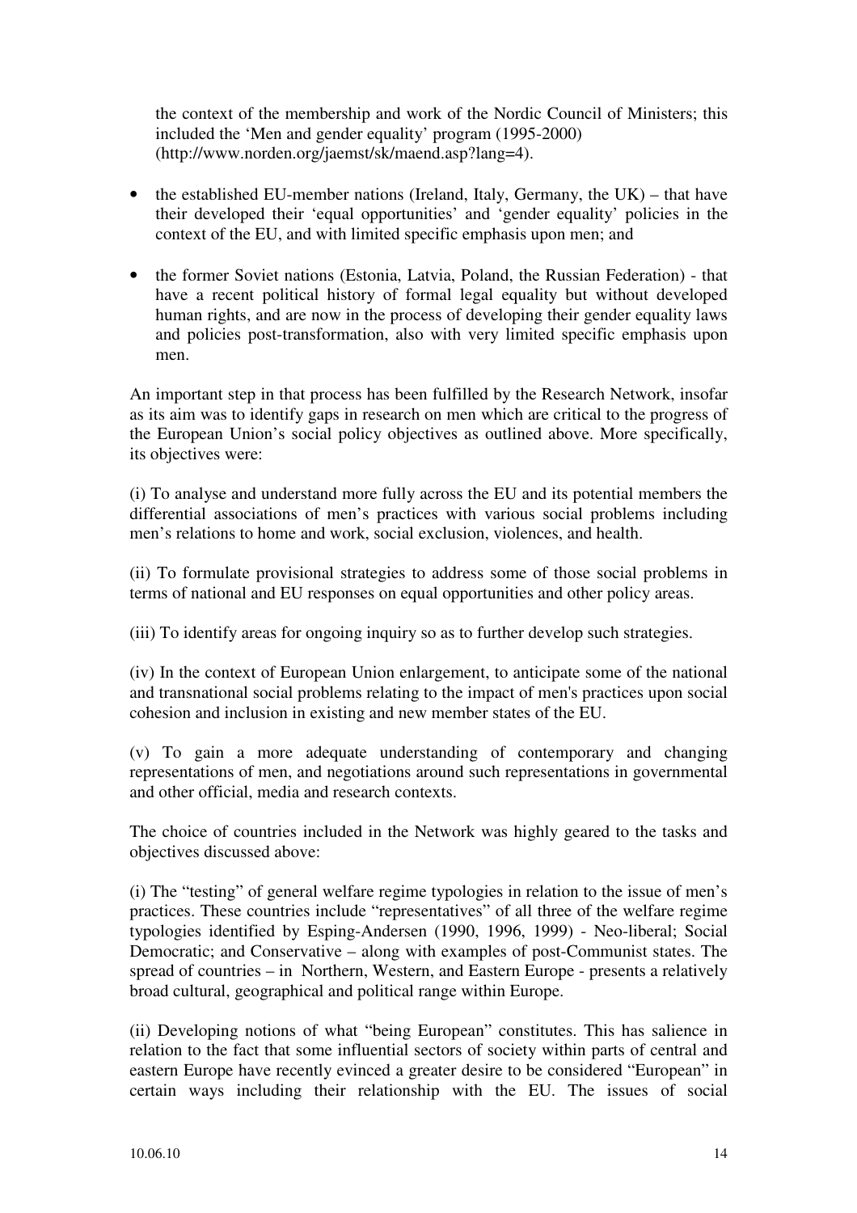the context of the membership and work of the Nordic Council of Ministers; this included the 'Men and gender equality' program (1995-2000) (http://www.norden.org/jaemst/sk/maend.asp?lang=4).

- the established EU-member nations (Ireland, Italy, Germany, the UK) – that have their developed their 'equal opportunities' and 'gender equality' policies in the context of the EU, and with limited specific emphasis upon men; and

- the former Soviet nations (Estonia, Latvia, Poland, the Russian Federation) - that have a recent political history of formal legal equality but without developed human rights, and are now in the process of developing their gender equality laws and policies post-transformation, also with very limited specific emphasis upon men.

An important step in that process has been fulfilled by the Research Network, insofar as its aim was to identify gaps in research on men which are critical to the progress of the European Union's social policy objectives as outlined above. More specifically, its objectives were:

(i) To analyse and understand more fully across the EU and its potential members the differential associations of men's practices with various social problems including men's relations to home and work, social exclusion, violences, and health.

(ii) To formulate provisional strategies to address some of those social problems in terms of national and EU responses on equal opportunities and other policy areas.

(iii) To identify areas for ongoing inquiry so as to further develop such strategies.

(iv) In the context of European Union enlargement, to anticipate some of the national and transnational social problems relating to the impact of men's practices upon social cohesion and inclusion in existing and new member states of the EU.

(v) To gain a more adequate understanding of contemporary and changing representations of men, and negotiations around such representations in governmental and other official, media and research contexts.

The choice of countries included in the Network was highly geared to the tasks and objectives discussed above:

(i) The "testing" of general welfare regime typologies in relation to the issue of men's practices. These countries include "representatives" of all three of the welfare regime typologies identified by Esping-Andersen (1990, 1996, 1999) - Neo-liberal; Social Democratic; and Conservative – along with examples of post-Communist states. The spread of countries – in Northern, Western, and Eastern Europe - presents a relatively broad cultural, geographical and political range within Europe.

(ii) Developing notions of what "being European" constitutes. This has salience in relation to the fact that some influential sectors of society within parts of central and eastern Europe have recently evinced a greater desire to be considered "European" in certain ways including their relationship with the EU. The issues of social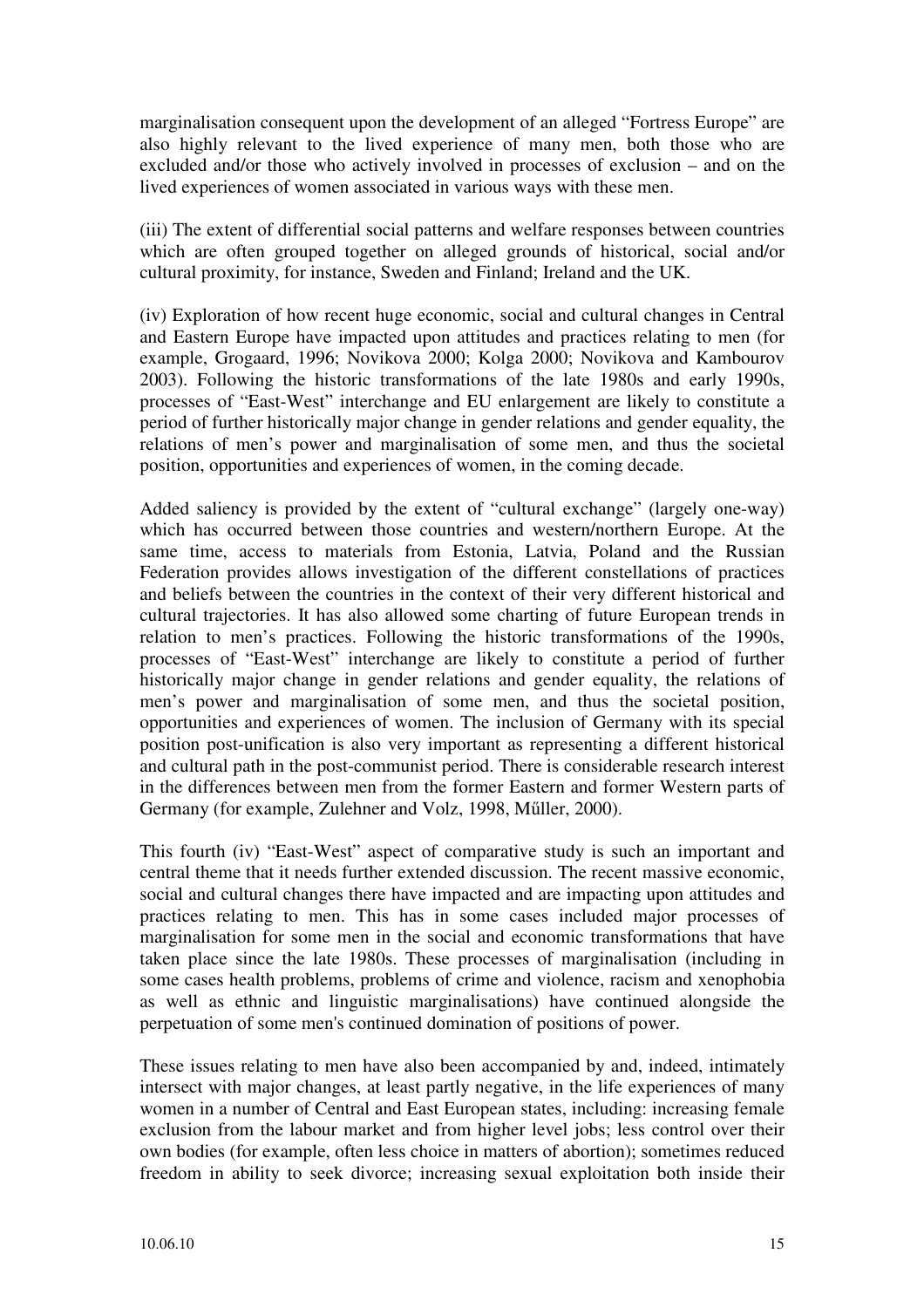marginalisation consequent upon the development of an alleged "Fortress Europe" are also highly relevant to the lived experience of many men, both those who are excluded and/or those who actively involved in processes of exclusion – and on the lived experiences of women associated in various ways with these men.

(iii) The extent of differential social patterns and welfare responses between countries which are often grouped together on alleged grounds of historical, social and/or cultural proximity, for instance, Sweden and Finland; Ireland and the UK.

(iv) Exploration of how recent huge economic, social and cultural changes in Central and Eastern Europe have impacted upon attitudes and practices relating to men (for example, Grogaard, 1996; Novikova 2000; Kolga 2000; Novikova and Kambourov 2003). Following the historic transformations of the late 1980s and early 1990s, processes of "East-West" interchange and EU enlargement are likely to constitute a period of further historically major change in gender relations and gender equality, the relations of men's power and marginalisation of some men, and thus the societal position, opportunities and experiences of women, in the coming decade.

Added saliency is provided by the extent of "cultural exchange" (largely one-way) which has occurred between those countries and western/northern Europe. At the same time, access to materials from Estonia, Latvia, Poland and the Russian Federation provides allows investigation of the different constellations of practices and beliefs between the countries in the context of their very different historical and cultural trajectories. It has also allowed some charting of future European trends in relation to men's practices. Following the historic transformations of the 1990s, processes of "East-West" interchange are likely to constitute a period of further historically major change in gender relations and gender equality, the relations of men's power and marginalisation of some men, and thus the societal position, opportunities and experiences of women. The inclusion of Germany with its special position post-unification is also very important as representing a different historical and cultural path in the post-communist period. There is considerable research interest in the differences between men from the former Eastern and former Western parts of Germany (for example, Zulehner and Volz, 1998, Műller, 2000).

This fourth (iv) "East-West" aspect of comparative study is such an important and central theme that it needs further extended discussion. The recent massive economic, social and cultural changes there have impacted and are impacting upon attitudes and practices relating to men. This has in some cases included major processes of marginalisation for some men in the social and economic transformations that have taken place since the late 1980s. These processes of marginalisation (including in some cases health problems, problems of crime and violence, racism and xenophobia as well as ethnic and linguistic marginalisations) have continued alongside the perpetuation of some men's continued domination of positions of power.

These issues relating to men have also been accompanied by and, indeed, intimately intersect with major changes, at least partly negative, in the life experiences of many women in a number of Central and East European states, including: increasing female exclusion from the labour market and from higher level jobs; less control over their own bodies (for example, often less choice in matters of abortion); sometimes reduced freedom in ability to seek divorce; increasing sexual exploitation both inside their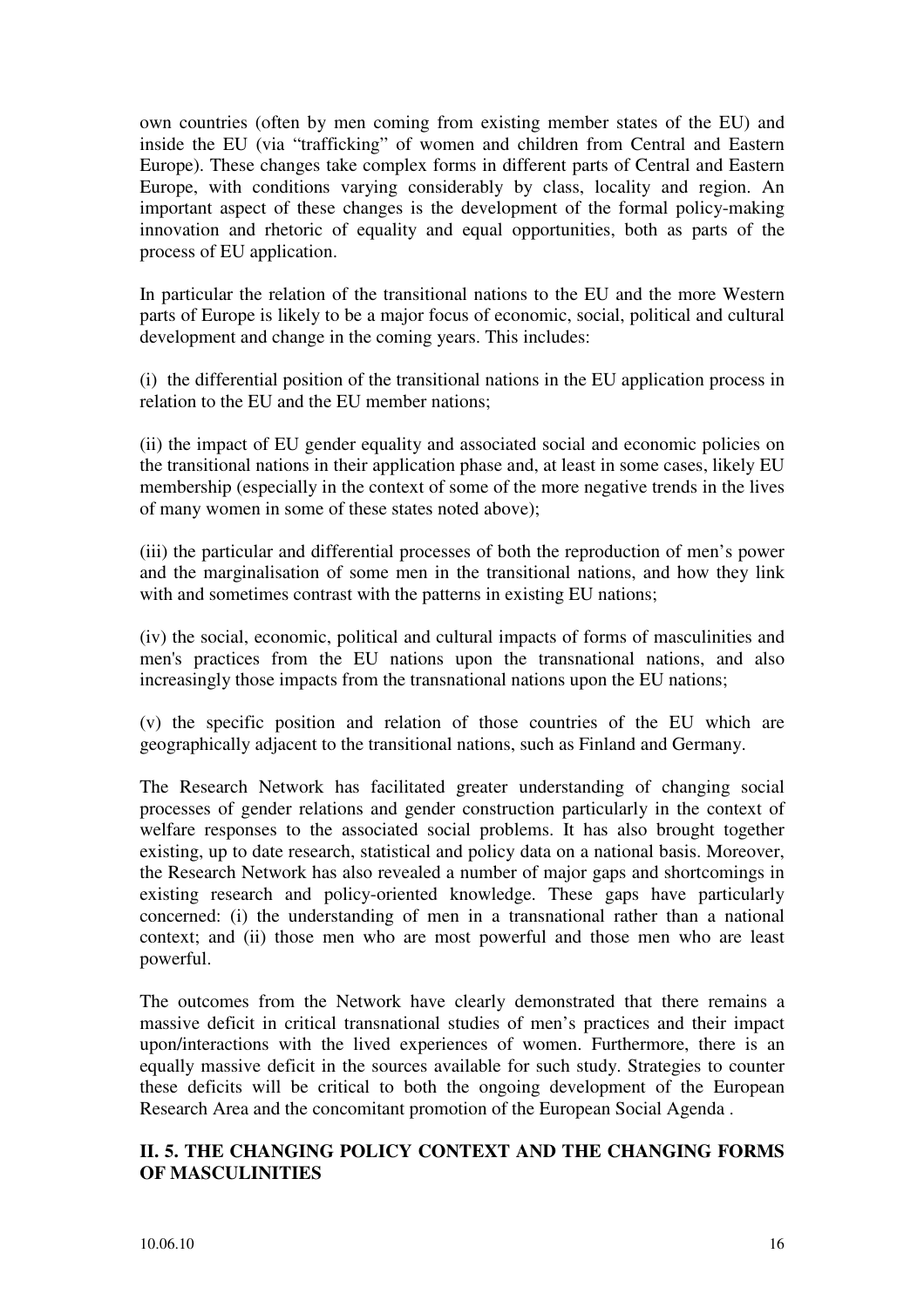own countries (often by men coming from existing member states of the EU) and inside the EU (via "trafficking" of women and children from Central and Eastern Europe). These changes take complex forms in different parts of Central and Eastern Europe, with conditions varying considerably by class, locality and region. An important aspect of these changes is the development of the formal policy-making innovation and rhetoric of equality and equal opportunities, both as parts of the process of EU application.

In particular the relation of the transitional nations to the EU and the more Western parts of Europe is likely to be a major focus of economic, social, political and cultural development and change in the coming years. This includes:

(i) the differential position of the transitional nations in the EU application process in relation to the EU and the EU member nations;

(ii) the impact of EU gender equality and associated social and economic policies on the transitional nations in their application phase and, at least in some cases, likely EU membership (especially in the context of some of the more negative trends in the lives of many women in some of these states noted above);

(iii) the particular and differential processes of both the reproduction of men's power and the marginalisation of some men in the transitional nations, and how they link with and sometimes contrast with the patterns in existing EU nations;

(iv) the social, economic, political and cultural impacts of forms of masculinities and men's practices from the EU nations upon the transnational nations, and also increasingly those impacts from the transnational nations upon the EU nations;

(v) the specific position and relation of those countries of the EU which are geographically adjacent to the transitional nations, such as Finland and Germany.

The Research Network has facilitated greater understanding of changing social processes of gender relations and gender construction particularly in the context of welfare responses to the associated social problems. It has also brought together existing, up to date research, statistical and policy data on a national basis. Moreover, the Research Network has also revealed a number of major gaps and shortcomings in existing research and policy-oriented knowledge. These gaps have particularly concerned: (i) the understanding of men in a transnational rather than a national context; and (ii) those men who are most powerful and those men who are least powerful.

The outcomes from the Network have clearly demonstrated that there remains a massive deficit in critical transnational studies of men's practices and their impact upon/interactions with the lived experiences of women. Furthermore, there is an equally massive deficit in the sources available for such study. Strategies to counter these deficits will be critical to both the ongoing development of the European Research Area and the concomitant promotion of the European Social Agenda .

## II. 5. THE CHANGING POLICY CONTEXT AND THE CHANGING FORMS OF MASCULINITIES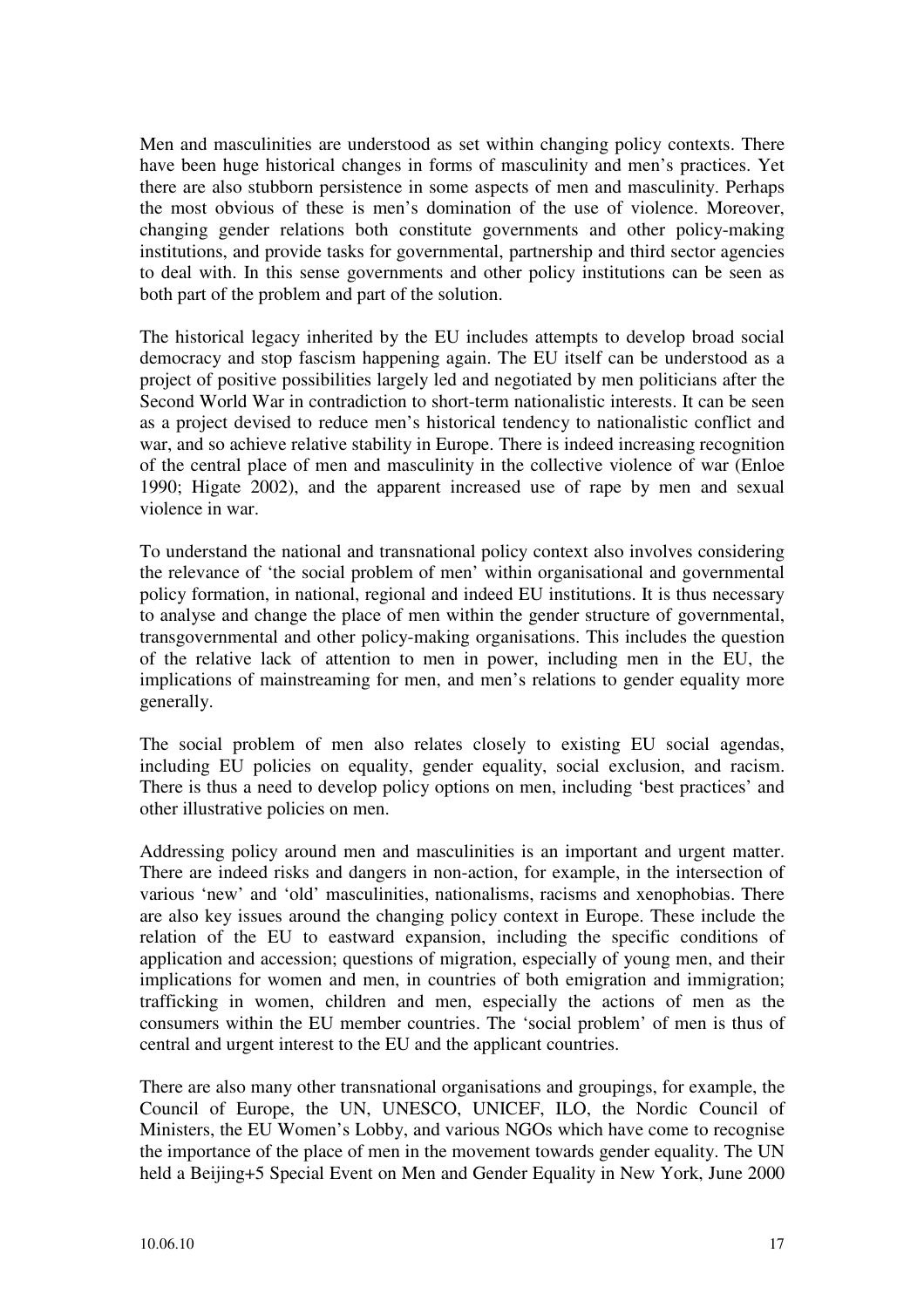Men and masculinities are understood as set within changing policy contexts. There have been huge historical changes in forms of masculinity and men's practices. Yet there are also stubborn persistence in some aspects of men and masculinity. Perhaps the most obvious of these is men's domination of the use of violence. Moreover, changing gender relations both constitute governments and other policy-making institutions, and provide tasks for governmental, partnership and third sector agencies to deal with. In this sense governments and other policy institutions can be seen as both part of the problem and part of the solution.

The historical legacy inherited by the EU includes attempts to develop broad social democracy and stop fascism happening again. The EU itself can be understood as a project of positive possibilities largely led and negotiated by men politicians after the Second World War in contradiction to short-term nationalistic interests. It can be seen as a project devised to reduce men's historical tendency to nationalistic conflict and war, and so achieve relative stability in Europe. There is indeed increasing recognition of the central place of men and masculinity in the collective violence of war (Enloe 1990; Higate 2002), and the apparent increased use of rape by men and sexual violence in war.

To understand the national and transnational policy context also involves considering the relevance of 'the social problem of men' within organisational and governmental policy formation, in national, regional and indeed EU institutions. It is thus necessary to analyse and change the place of men within the gender structure of governmental, transgovernmental and other policy-making organisations. This includes the question of the relative lack of attention to men in power, including men in the EU, the implications of mainstreaming for men, and men's relations to gender equality more generally.

The social problem of men also relates closely to existing EU social agendas, including EU policies on equality, gender equality, social exclusion, and racism. There is thus a need to develop policy options on men, including 'best practices' and other illustrative policies on men.

Addressing policy around men and masculinities is an important and urgent matter. There are indeed risks and dangers in non-action, for example, in the intersection of various 'new' and 'old' masculinities, nationalisms, racisms and xenophobias. There are also key issues around the changing policy context in Europe. These include the relation of the EU to eastward expansion, including the specific conditions of application and accession; questions of migration, especially of young men, and their implications for women and men, in countries of both emigration and immigration; trafficking in women, children and men, especially the actions of men as the consumers within the EU member countries. The 'social problem' of men is thus of central and urgent interest to the EU and the applicant countries.

There are also many other transnational organisations and groupings, for example, the Council of Europe, the UN, UNESCO, UNICEF, ILO, the Nordic Council of Ministers, the EU Women's Lobby, and various NGOs which have come to recognise the importance of the place of men in the movement towards gender equality. The UN held a Beijing+5 Special Event on Men and Gender Equality in New York, June 2000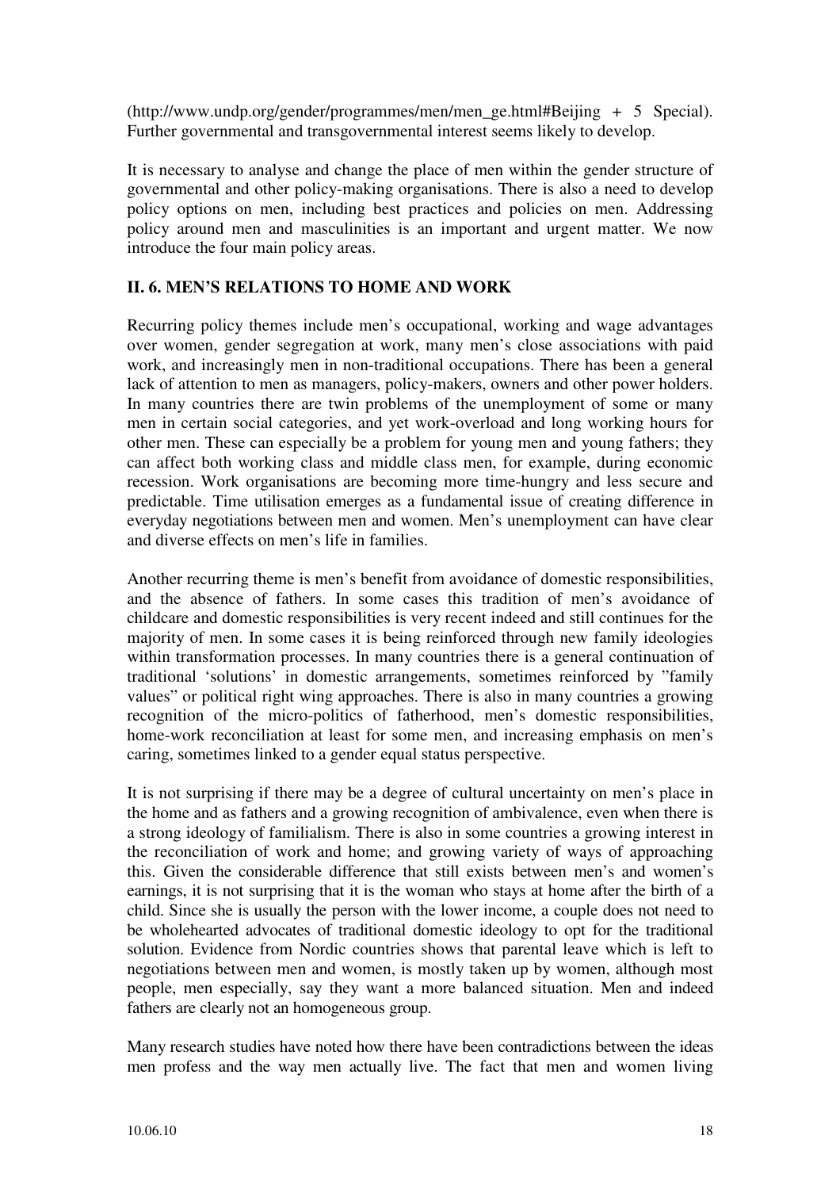(http://www.undp.org/gender/programmes/men/men_ge.html#Beijing + 5 Special). Further governmental and transgovernmental interest seems likely to develop.

It is necessary to analyse and change the place of men within the gender structure of governmental and other policy-making organisations. There is also a need to develop policy options on men, including best practices and policies on men. Addressing policy around men and masculinities is an important and urgent matter. We now introduce the four main policy areas.

## II. 6. MEN'S RELATIONS TO HOME AND WORK

Recurring policy themes include men's occupational, working and wage advantages over women, gender segregation at work, many men's close associations with paid work, and increasingly men in non-traditional occupations. There has been a general lack of attention to men as managers, policy-makers, owners and other power holders. In many countries there are twin problems of the unemployment of some or many men in certain social categories, and yet work-overload and long working hours for other men. These can especially be a problem for young men and young fathers; they can affect both working class and middle class men, for example, during economic recession. Work organisations are becoming more time-hungry and less secure and predictable. Time utilisation emerges as a fundamental issue of creating difference in everyday negotiations between men and women. Men's unemployment can have clear and diverse effects on men's life in families.

Another recurring theme is men's benefit from avoidance of domestic responsibilities, and the absence of fathers. In some cases this tradition of men's avoidance of childcare and domestic responsibilities is very recent indeed and still continues for the majority of men. In some cases it is being reinforced through new family ideologies within transformation processes. In many countries there is a general continuation of traditional 'solutions' in domestic arrangements, sometimes reinforced by "family values" or political right wing approaches. There is also in many countries a growing recognition of the micro-politics of fatherhood, men's domestic responsibilities, home-work reconciliation at least for some men, and increasing emphasis on men's caring, sometimes linked to a gender equal status perspective.

It is not surprising if there may be a degree of cultural uncertainty on men's place in the home and as fathers and a growing recognition of ambivalence, even when there is a strong ideology of familialism. There is also in some countries a growing interest in the reconciliation of work and home; and growing variety of ways of approaching this. Given the considerable difference that still exists between men's and women's earnings, it is not surprising that it is the woman who stays at home after the birth of a child. Since she is usually the person with the lower income, a couple does not need to be wholehearted advocates of traditional domestic ideology to opt for the traditional solution. Evidence from Nordic countries shows that parental leave which is left to negotiations between men and women, is mostly taken up by women, although most people, men especially, say they want a more balanced situation. Men and indeed fathers are clearly not an homogeneous group.

Many research studies have noted how there have been contradictions between the ideas men profess and the way men actually live. The fact that men and women living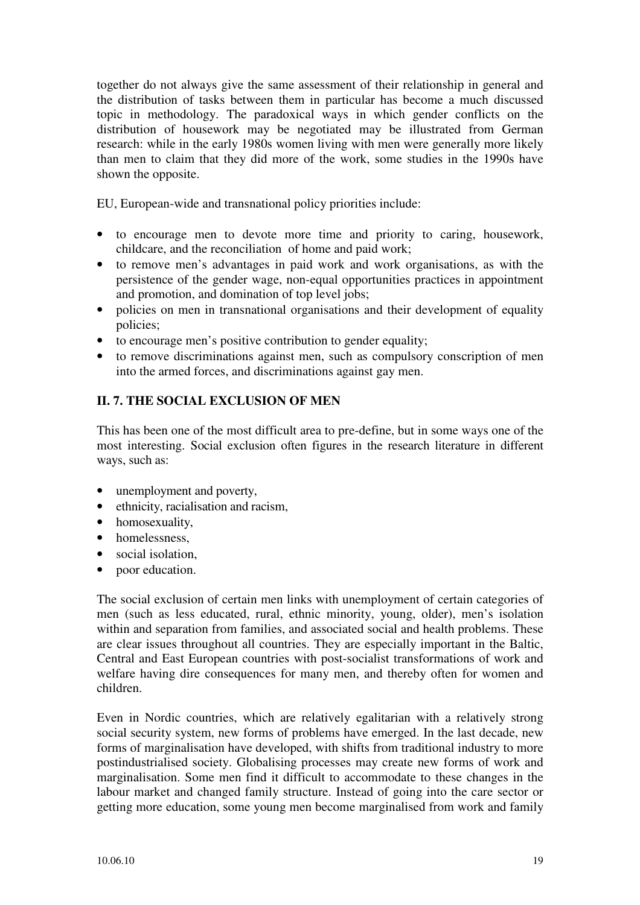together do not always give the same assessment of their relationship in general and the distribution of tasks between them in particular has become a much discussed topic in methodology. The paradoxical ways in which gender conflicts on the distribution of housework may be negotiated may be illustrated from German research: while in the early 1980s women living with men were generally more likely than men to claim that they did more of the work, some studies in the 1990s have shown the opposite.

EU, European-wide and transnational policy priorities include:

- to encourage men to devote more time and priority to caring, housework, childcare, and the reconciliation of home and paid work;
- to remove men's advantages in paid work and work organisations, as with the persistence of the gender wage, non-equal opportunities practices in appointment and promotion, and domination of top level jobs;
- policies on men in transnational organisations and their development of equality policies;
- to encourage men's positive contribution to gender equality;
- to remove discriminations against men, such as compulsory conscription of men into the armed forces, and discriminations against gay men.

## II. 7. THE SOCIAL EXCLUSION OF MEN

This has been one of the most difficult area to pre-define, but in some ways one of the most interesting. Social exclusion often figures in the research literature in different ways, such as:

- unemployment and poverty,
- ethnicity, racialisation and racism,
- homosexuality,
- homelessness,
- social isolation,
- poor education.

The social exclusion of certain men links with unemployment of certain categories of men (such as less educated, rural, ethnic minority, young, older), men's isolation within and separation from families, and associated social and health problems. These are clear issues throughout all countries. They are especially important in the Baltic, Central and East European countries with post-socialist transformations of work and welfare having dire consequences for many men, and thereby often for women and children.

Even in Nordic countries, which are relatively egalitarian with a relatively strong social security system, new forms of problems have emerged. In the last decade, new forms of marginalisation have developed, with shifts from traditional industry to more postindustrialised society. Globalising processes may create new forms of work and marginalisation. Some men find it difficult to accommodate to these changes in the labour market and changed family structure. Instead of going into the care sector or getting more education, some young men become marginalised from work and family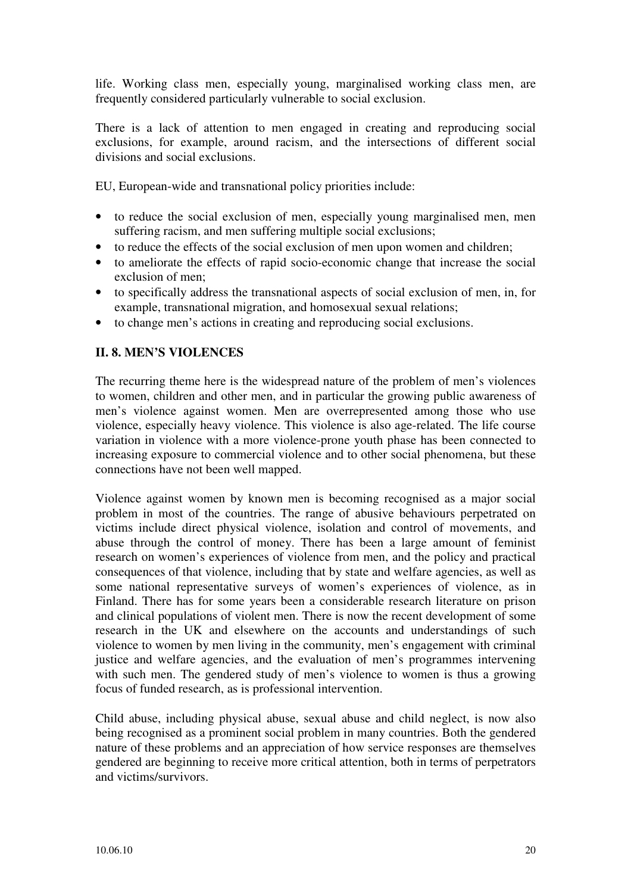life. Working class men, especially young, marginalised working class men, are frequently considered particularly vulnerable to social exclusion.

There is a lack of attention to men engaged in creating and reproducing social exclusions, for example, around racism, and the intersections of different social divisions and social exclusions.

EU, European-wide and transnational policy priorities include:

- to reduce the social exclusion of men, especially young marginalised men, men suffering racism, and men suffering multiple social exclusions;
- to reduce the effects of the social exclusion of men upon women and children;
- to ameliorate the effects of rapid socio-economic change that increase the social exclusion of men;
- to specifically address the transnational aspects of social exclusion of men, in, for example, transnational migration, and homosexual sexual relations;
- to change men's actions in creating and reproducing social exclusions.

## II. 8. MEN'S VIOLENCES

The recurring theme here is the widespread nature of the problem of men's violences to women, children and other men, and in particular the growing public awareness of men's violence against women. Men are overrepresented among those who use violence, especially heavy violence. This violence is also age-related. The life course variation in violence with a more violence-prone youth phase has been connected to increasing exposure to commercial violence and to other social phenomena, but these connections have not been well mapped.

Violence against women by known men is becoming recognised as a major social problem in most of the countries. The range of abusive behaviours perpetrated on victims include direct physical violence, isolation and control of movements, and abuse through the control of money. There has been a large amount of feminist research on women's experiences of violence from men, and the policy and practical consequences of that violence, including that by state and welfare agencies, as well as some national representative surveys of women's experiences of violence, as in Finland. There has for some years been a considerable research literature on prison and clinical populations of violent men. There is now the recent development of some research in the UK and elsewhere on the accounts and understandings of such violence to women by men living in the community, men's engagement with criminal justice and welfare agencies, and the evaluation of men's programmes intervening with such men. The gendered study of men's violence to women is thus a growing focus of funded research, as is professional intervention.

Child abuse, including physical abuse, sexual abuse and child neglect, is now also being recognised as a prominent social problem in many countries. Both the gendered nature of these problems and an appreciation of how service responses are themselves gendered are beginning to receive more critical attention, both in terms of perpetrators and victims/survivors.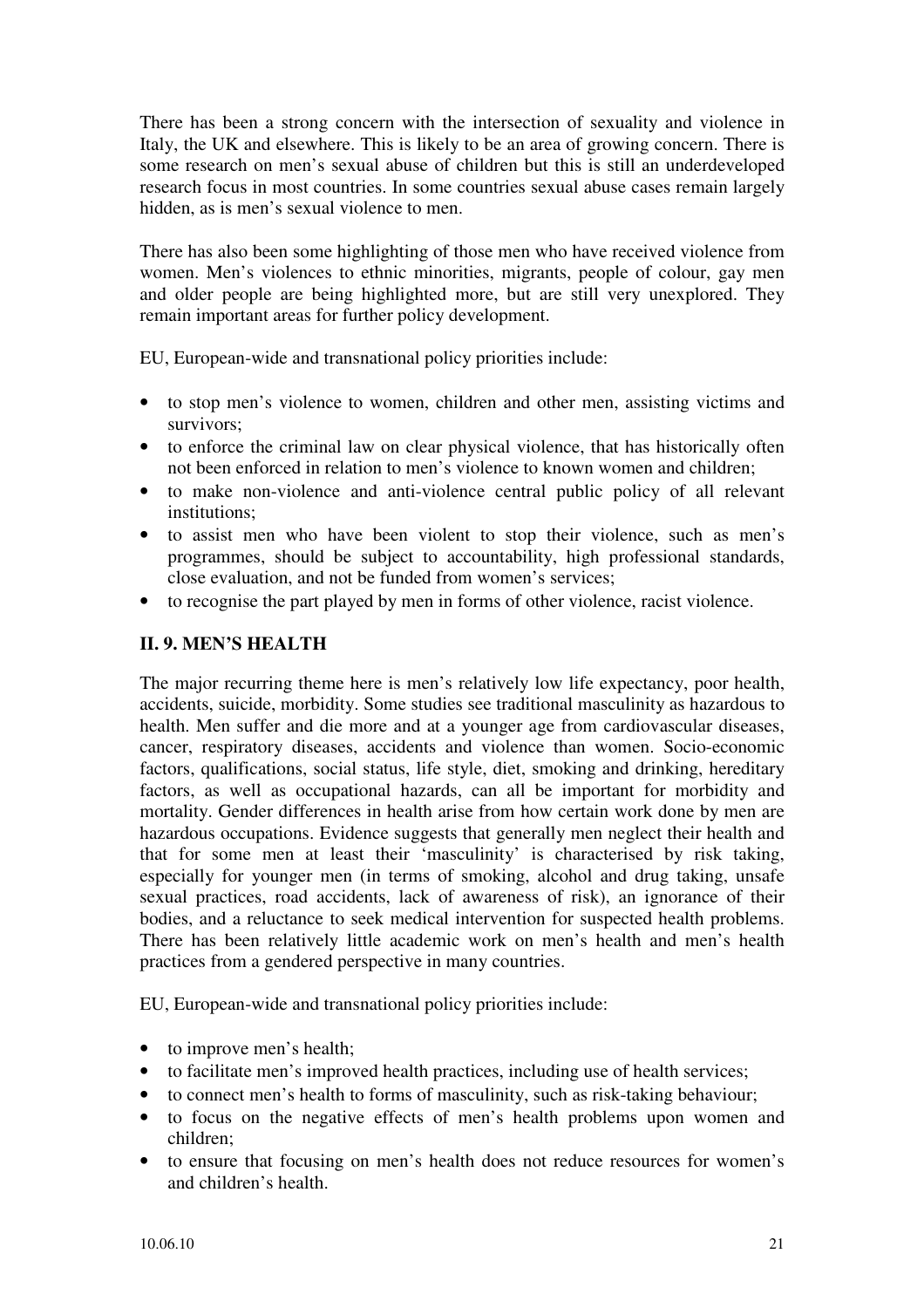There has been a strong concern with the intersection of sexuality and violence in Italy, the UK and elsewhere. This is likely to be an area of growing concern. There is some research on men's sexual abuse of children but this is still an underdeveloped research focus in most countries. In some countries sexual abuse cases remain largely hidden, as is men's sexual violence to men.

There has also been some highlighting of those men who have received violence from women. Men's violences to ethnic minorities, migrants, people of colour, gay men and older people are being highlighted more, but are still very unexplored. They remain important areas for further policy development.

EU, European-wide and transnational policy priorities include:

- to stop men's violence to women, children and other men, assisting victims and survivors;
- to enforce the criminal law on clear physical violence, that has historically often not been enforced in relation to men's violence to known women and children;
- to make non-violence and anti-violence central public policy of all relevant institutions;
- to assist men who have been violent to stop their violence, such as men's programmes, should be subject to accountability, high professional standards, close evaluation, and not be funded from women's services;
- to recognise the part played by men in forms of other violence, racist violence.

## II. 9. MEN'S HEALTH

The major recurring theme here is men's relatively low life expectancy, poor health, accidents, suicide, morbidity. Some studies see traditional masculinity as hazardous to health. Men suffer and die more and at a younger age from cardiovascular diseases, cancer, respiratory diseases, accidents and violence than women. Socio-economic factors, qualifications, social status, life style, diet, smoking and drinking, hereditary factors, as well as occupational hazards, can all be important for morbidity and mortality. Gender differences in health arise from how certain work done by men are hazardous occupations. Evidence suggests that generally men neglect their health and that for some men at least their 'masculinity' is characterised by risk taking, especially for younger men (in terms of smoking, alcohol and drug taking, unsafe sexual practices, road accidents, lack of awareness of risk), an ignorance of their bodies, and a reluctance to seek medical intervention for suspected health problems. There has been relatively little academic work on men's health and men's health practices from a gendered perspective in many countries.

EU, European-wide and transnational policy priorities include:

- to improve men's health;
- to facilitate men's improved health practices, including use of health services;
- to connect men's health to forms of masculinity, such as risk-taking behaviour;
- to focus on the negative effects of men's health problems upon women and children;
- to ensure that focusing on men's health does not reduce resources for women's and children's health.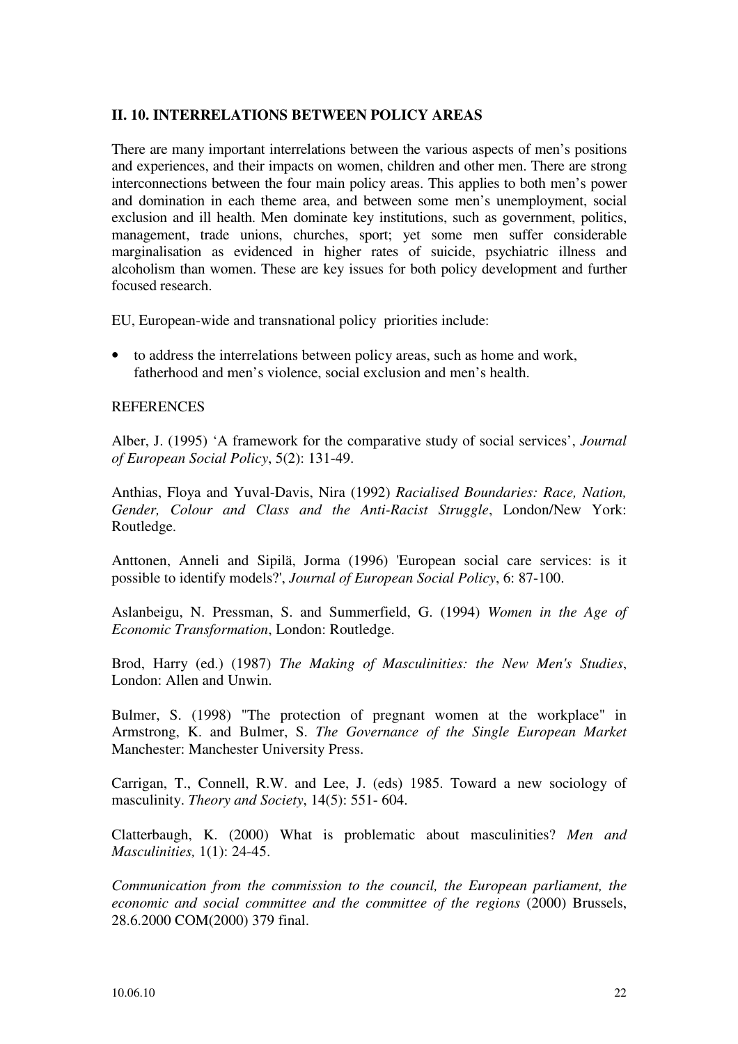## II. 10. INTERRELATIONS BETWEEN POLICY AREAS

There are many important interrelations between the various aspects of men's positions and experiences, and their impacts on women, children and other men. There are strong interconnections between the four main policy areas. This applies to both men's power and domination in each theme area, and between some men's unemployment, social exclusion and ill health. Men dominate key institutions, such as government, politics, management, trade unions, churches, sport; yet some men suffer considerable marginalisation as evidenced in higher rates of suicide, psychiatric illness and alcoholism than women. These are key issues for both policy development and further focused research.

EU, European-wide and transnational policy priorities include:

- to address the interrelations between policy areas, such as home and work, fatherhood and men's violence, social exclusion and men's health.

REFERENCES

Alber, J. (1995) 'A framework for the comparative study of social services', *Journal of European Social Policy*, 5(2): 131-49.

Anthias, Floya and Yuval-Davis, Nira (1992) *Racialised Boundaries: Race, Nation, Gender, Colour and Class and the Anti-Racist Struggle*, London/New York: Routledge.

Anttonen, Anneli and Sipilä, Jorma (1996) 'European social care services: is it possible to identify models?', *Journal of European Social Policy*, 6: 87-100.

Aslanbeigu, N. Pressman, S. and Summerfield, G. (1994) *Women in the Age of Economic Transformation*, London: Routledge.

Brod, Harry (ed.) (1987) *The Making of Masculinities: the New Men's Studies*, London: Allen and Unwin.

Bulmer, S. (1998) "The protection of pregnant women at the workplace" in Armstrong, K. and Bulmer, S. *The Governance of the Single European Market* Manchester: Manchester University Press.

Carrigan, T., Connell, R.W. and Lee, J. (eds) 1985. Toward a new sociology of masculinity. *Theory and Society*, 14(5): 551- 604.

Clatterbaugh, K. (2000) What is problematic about masculinities? *Men and Masculinities,* 1(1): 24-45.

*Communication from the commission to the council, the European parliament, the economic and social committee and the committee of the regions* (2000) Brussels, 28.6.2000 COM(2000) 379 final.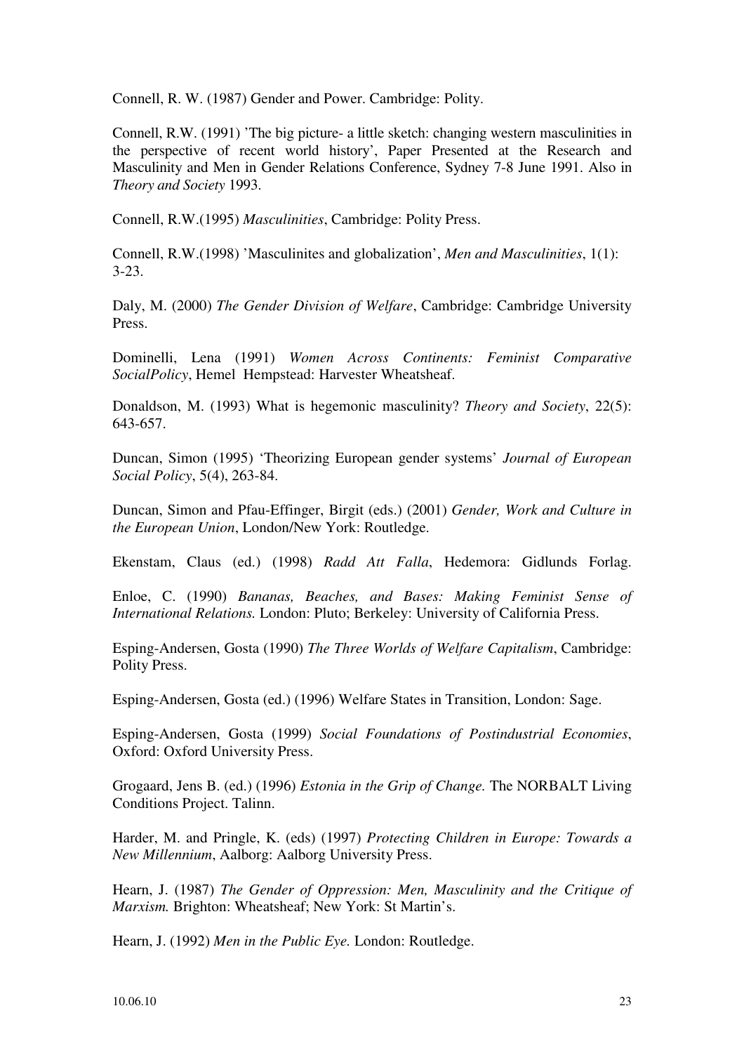Connell, R. W. (1987) Gender and Power. Cambridge: Polity.

Connell, R.W. (1991) 'The big picture- a little sketch: changing western masculinities in the perspective of recent world history', Paper Presented at the Research and Masculinity and Men in Gender Relations Conference, Sydney 7-8 June 1991. Also in *Theory and Society* 1993.

Connell, R.W.(1995) *Masculinities*, Cambridge: Polity Press.

Connell, R.W.(1998) 'Masculinites and globalization', *Men and Masculinities*, 1(1): 3-23.

Daly, M. (2000) *The Gender Division of Welfare*, Cambridge: Cambridge University Press.

Dominelli, Lena (1991) *Women Across Continents: Feminist Comparative SocialPolicy*, Hemel Hempstead: Harvester Wheatsheaf.

Donaldson, M. (1993) What is hegemonic masculinity? *Theory and Society*, 22(5): 643-657.

Duncan, Simon (1995) 'Theorizing European gender systems' *Journal of European Social Policy*, 5(4), 263-84.

Duncan, Simon and Pfau-Effinger, Birgit (eds.) (2001) *Gender, Work and Culture in the European Union*, London/New York: Routledge.

Ekenstam, Claus (ed.) (1998) *Radd Att Falla*, Hedemora: Gidlunds Forlag.

Enloe, C. (1990) *Bananas, Beaches, and Bases: Making Feminist Sense of International Relations.* London: Pluto; Berkeley: University of California Press.

Esping-Andersen, Gosta (1990) *The Three Worlds of Welfare Capitalism*, Cambridge: Polity Press.

Esping-Andersen, Gosta (ed.) (1996) Welfare States in Transition, London: Sage.

Esping-Andersen, Gosta (1999) *Social Foundations of Postindustrial Economies*, Oxford: Oxford University Press.

Grogaard, Jens B. (ed.) (1996) *Estonia in the Grip of Change.* The NORBALT Living Conditions Project. Talinn.

Harder, M. and Pringle, K. (eds) (1997) *Protecting Children in Europe: Towards a New Millennium*, Aalborg: Aalborg University Press.

Hearn, J. (1987) *The Gender of Oppression: Men, Masculinity and the Critique of Marxism.* Brighton: Wheatsheaf; New York: St Martin's.

Hearn, J. (1992) *Men in the Public Eye.* London: Routledge.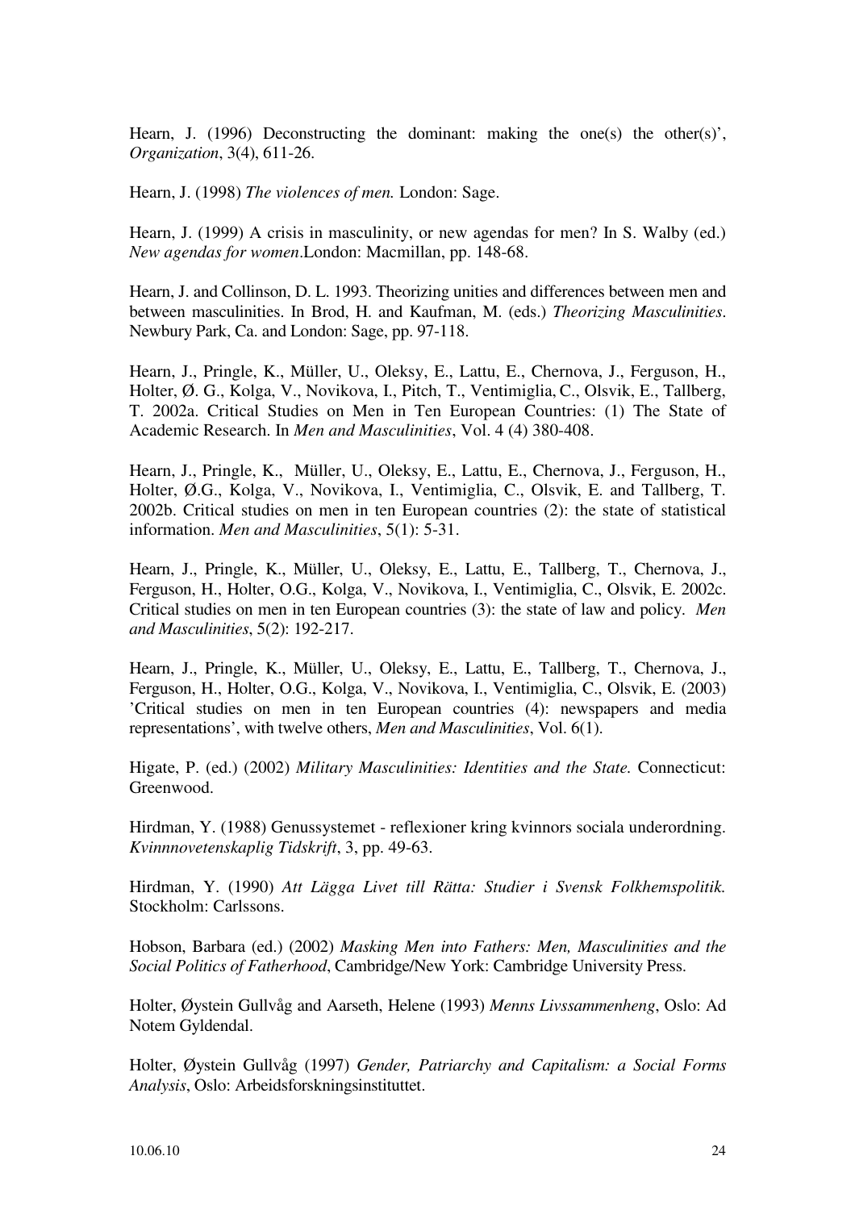Hearn, J. (1996) Deconstructing the dominant: making the one(s) the other(s)', *Organization*, 3(4), 611-26.

Hearn, J. (1998) *The violences of men.* London: Sage.

Hearn, J. (1999) A crisis in masculinity, or new agendas for men? In S. Walby (ed.) *New agendas for women*.London: Macmillan, pp. 148-68.

Hearn, J. and Collinson, D. L. 1993. Theorizing unities and differences between men and between masculinities. In Brod, H. and Kaufman, M. (eds.) *Theorizing Masculinities*. Newbury Park, Ca. and London: Sage, pp. 97-118.

Hearn, J., Pringle, K., Müller, U., Oleksy, E., Lattu, E., Chernova, J., Ferguson, H., Holter, Ø. G., Kolga, V., Novikova, I., Pitch, T., Ventimiglia, C., Olsvik, E., Tallberg, T. 2002a. Critical Studies on Men in Ten European Countries: (1) The State of Academic Research. In *Men and Masculinities*, Vol. 4 (4) 380-408.

Hearn, J., Pringle, K., Müller, U., Oleksy, E., Lattu, E., Chernova, J., Ferguson, H., Holter, Ø.G., Kolga, V., Novikova, I., Ventimiglia, C., Olsvik, E. and Tallberg, T. 2002b. Critical studies on men in ten European countries (2): the state of statistical information. *Men and Masculinities*, 5(1): 5-31.

Hearn, J., Pringle, K., Müller, U., Oleksy, E., Lattu, E., Tallberg, T., Chernova, J., Ferguson, H., Holter, O.G., Kolga, V., Novikova, I., Ventimiglia, C., Olsvik, E. 2002c. Critical studies on men in ten European countries (3): the state of law and policy. *Men and Masculinities*, 5(2): 192-217.

Hearn, J., Pringle, K., Müller, U., Oleksy, E., Lattu, E., Tallberg, T., Chernova, J., Ferguson, H., Holter, O.G., Kolga, V., Novikova, I., Ventimiglia, C., Olsvik, E. (2003) 'Critical studies on men in ten European countries (4): newspapers and media representations', with twelve others, *Men and Masculinities*, Vol. 6(1).

Higate, P. (ed.) (2002) *Military Masculinities: Identities and the State.* Connecticut: Greenwood.

Hirdman, Y. (1988) Genussystemet - reflexioner kring kvinnors sociala underordning. *Kvinnnovetenskaplig Tidskrift*, 3, pp. 49-63.

Hirdman, Y. (1990) *Att Lägga Livet till Rätta: Studier i Svensk Folkhemspolitik.* Stockholm: Carlssons.

Hobson, Barbara (ed.) (2002) *Masking Men into Fathers: Men, Masculinities and the Social Politics of Fatherhood*, Cambridge/New York: Cambridge University Press.

Holter, Øystein Gullvåg and Aarseth, Helene (1993) *Menns Livssammenheng*, Oslo: Ad Notem Gyldendal.

Holter, Øystein Gullvåg (1997) *Gender, Patriarchy and Capitalism: a Social Forms Analysis*, Oslo: Arbeidsforskningsinstituttet.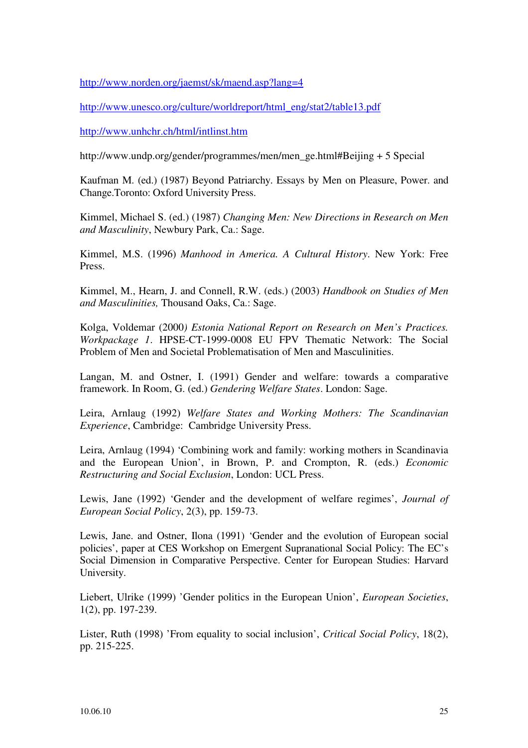http://www.norden.org/jaemst/sk/maend.asp?lang=4

http://www.unesco.org/culture/worldreport/html_eng/stat2/table13.pdf

http://www.unhchr.ch/html/intlinst.htm

http://www.undp.org/gender/programmes/men/men_ge.html#Beijing + 5 Special

Kaufman M. (ed.) (1987) Beyond Patriarchy. Essays by Men on Pleasure, Power. and Change.Toronto: Oxford University Press.

Kimmel, Michael S. (ed.) (1987) *Changing Men: New Directions in Research on Men and Masculinity*, Newbury Park, Ca.: Sage.

Kimmel, M.S. (1996) *Manhood in America. A Cultural History*. New York: Free Press.

Kimmel, M., Hearn, J. and Connell, R.W. (eds.) (2003) *Handbook on Studies of Men and Masculinities,* Thousand Oaks, Ca.: Sage.

Kolga, Voldemar (2000*) Estonia National Report on Research on Men's Practices. Workpackage 1*. HPSE-CT-1999-0008 EU FPV Thematic Network: The Social Problem of Men and Societal Problematisation of Men and Masculinities.

Langan, M. and Ostner, I. (1991) Gender and welfare: towards a comparative framework. In Room, G. (ed.) *Gendering Welfare States*. London: Sage.

Leira, Arnlaug (1992) *Welfare States and Working Mothers: The Scandinavian Experience*, Cambridge: Cambridge University Press.

Leira, Arnlaug (1994) 'Combining work and family: working mothers in Scandinavia and the European Union', in Brown, P. and Crompton, R. (eds.) *Economic Restructuring and Social Exclusion*, London: UCL Press.

Lewis, Jane (1992) 'Gender and the development of welfare regimes', *Journal of European Social Policy*, 2(3), pp. 159-73.

Lewis, Jane. and Ostner, Ilona (1991) 'Gender and the evolution of European social policies', paper at CES Workshop on Emergent Supranational Social Policy: The EC's Social Dimension in Comparative Perspective. Center for European Studies: Harvard University.

Liebert, Ulrike (1999) 'Gender politics in the European Union', *European Societies*, 1(2), pp. 197-239.

Lister, Ruth (1998) 'From equality to social inclusion', *Critical Social Policy*, 18(2), pp. 215-225.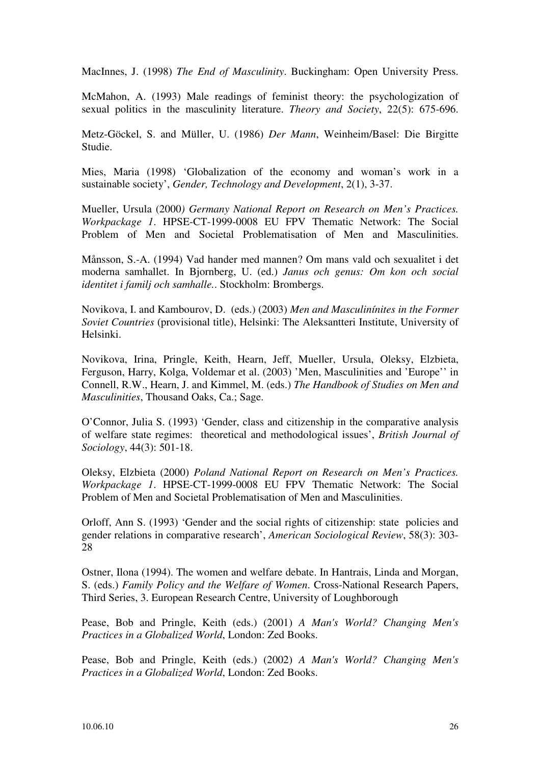MacInnes, J. (1998) *The End of Masculinity*. Buckingham: Open University Press.

McMahon, A. (1993) Male readings of feminist theory: the psychologization of sexual politics in the masculinity literature. *Theory and Society*, 22(5): 675-696.

Metz-Göckel, S. and Müller, U. (1986) *Der Mann*, Weinheim/Basel: Die Birgitte Studie.

Mies, Maria (1998) 'Globalization of the economy and woman's work in a sustainable society', *Gender, Technology and Development*, 2(1), 3-37.

Mueller, Ursula (2000*) Germany National Report on Research on Men's Practices. Workpackage 1*. HPSE-CT-1999-0008 EU FPV Thematic Network: The Social Problem of Men and Societal Problematisation of Men and Masculinities.

Månsson, S.-A. (1994) Vad hander med mannen? Om mans vald och sexualitet i det moderna samhallet. In Bjornberg, U. (ed.) *Janus och genus: Om kon och social identitet i familj och samhalle.*. Stockholm: Brombergs.

Novikova, I. and Kambourov, D. (eds.) (2003) *Men and Masculinínites in the Former Soviet Countries* (provisional title), Helsinki: The Aleksantteri Institute, University of Helsinki.

Novikova, Irina, Pringle, Keith, Hearn, Jeff, Mueller, Ursula, Oleksy, Elzbieta, Ferguson, Harry, Kolga, Voldemar et al. (2003) 'Men, Masculinities and 'Europe'' in Connell, R.W., Hearn, J. and Kimmel, M. (eds.) *The Handbook of Studies on Men and Masculinities*, Thousand Oaks, Ca.; Sage.

O'Connor, Julia S. (1993) 'Gender, class and citizenship in the comparative analysis of welfare state regimes: theoretical and methodological issues', *British Journal of Sociology*, 44(3): 501-18.

Oleksy, Elzbieta (2000) *Poland National Report on Research on Men's Practices. Workpackage 1*. HPSE-CT-1999-0008 EU FPV Thematic Network: The Social Problem of Men and Societal Problematisation of Men and Masculinities.

Orloff, Ann S. (1993) 'Gender and the social rights of citizenship: state policies and gender relations in comparative research', *American Sociological Review*, 58(3): 303-28

Ostner, Ilona (1994). The women and welfare debate. In Hantrais, Linda and Morgan, S. (eds.) *Family Policy and the Welfare of Women*. Cross-National Research Papers, Third Series, 3. European Research Centre, University of Loughborough

Pease, Bob and Pringle, Keith (eds.) (2001) *A Man's World? Changing Men's Practices in a Globalized World*, London: Zed Books.

Pease, Bob and Pringle, Keith (eds.) (2002) *A Man's World? Changing Men's Practices in a Globalized World*, London: Zed Books.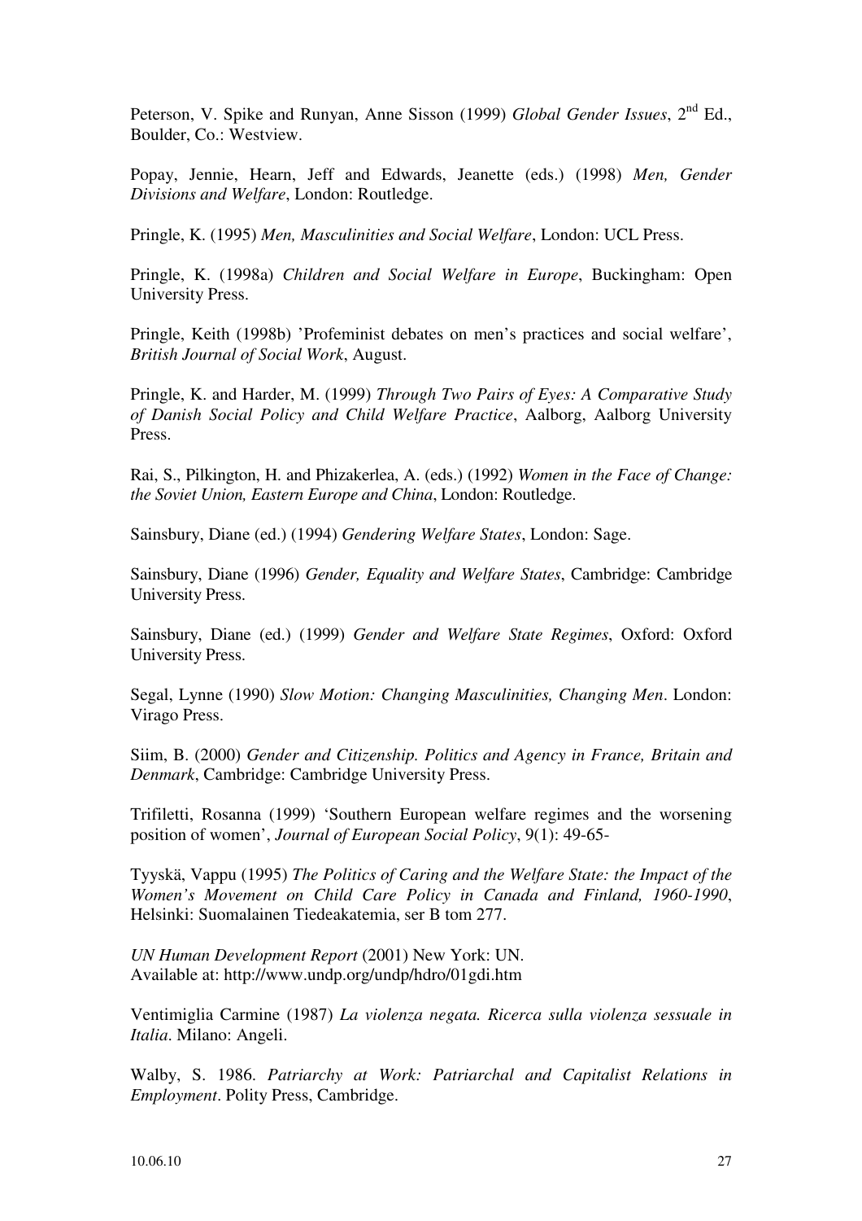Peterson, V. Spike and Runyan, Anne Sisson (1999) *Global Gender Issues*, 2nd Ed., Boulder, Co.: Westview.

Popay, Jennie, Hearn, Jeff and Edwards, Jeanette (eds.) (1998) *Men, Gender Divisions and Welfare*, London: Routledge.

Pringle, K. (1995) *Men, Masculinities and Social Welfare*, London: UCL Press.

Pringle, K. (1998a) *Children and Social Welfare in Europe*, Buckingham: Open University Press.

Pringle, Keith (1998b) 'Profeminist debates on men's practices and social welfare', *British Journal of Social Work*, August.

Pringle, K. and Harder, M. (1999) *Through Two Pairs of Eyes: A Comparative Study of Danish Social Policy and Child Welfare Practice*, Aalborg, Aalborg University Press.

Rai, S., Pilkington, H. and Phizakerlea, A. (eds.) (1992) *Women in the Face of Change: the Soviet Union, Eastern Europe and China*, London: Routledge.

Sainsbury, Diane (ed.) (1994) *Gendering Welfare States*, London: Sage.

Sainsbury, Diane (1996) *Gender, Equality and Welfare States*, Cambridge: Cambridge University Press.

Sainsbury, Diane (ed.) (1999) *Gender and Welfare State Regimes*, Oxford: Oxford University Press.

Segal, Lynne (1990) *Slow Motion: Changing Masculinities, Changing Men*. London: Virago Press.

Siim, B. (2000) *Gender and Citizenship. Politics and Agency in France, Britain and Denmark*, Cambridge: Cambridge University Press.

Trifiletti, Rosanna (1999) 'Southern European welfare regimes and the worsening position of women', *Journal of European Social Policy*, 9(1): 49-65-

Tyyskä, Vappu (1995) *The Politics of Caring and the Welfare State: the Impact of the Women's Movement on Child Care Policy in Canada and Finland, 1960-1990*, Helsinki: Suomalainen Tiedeakatemia, ser B tom 277.

*UN Human Development Report* (2001) New York: UN.
Available at: http://www.undp.org/undp/hdro/01gdi.htm

Ventimiglia Carmine (1987) *La violenza negata. Ricerca sulla violenza sessuale in Italia*. Milano: Angeli.

Walby, S. 1986. *Patriarchy at Work: Patriarchal and Capitalist Relations in Employment*. Polity Press, Cambridge.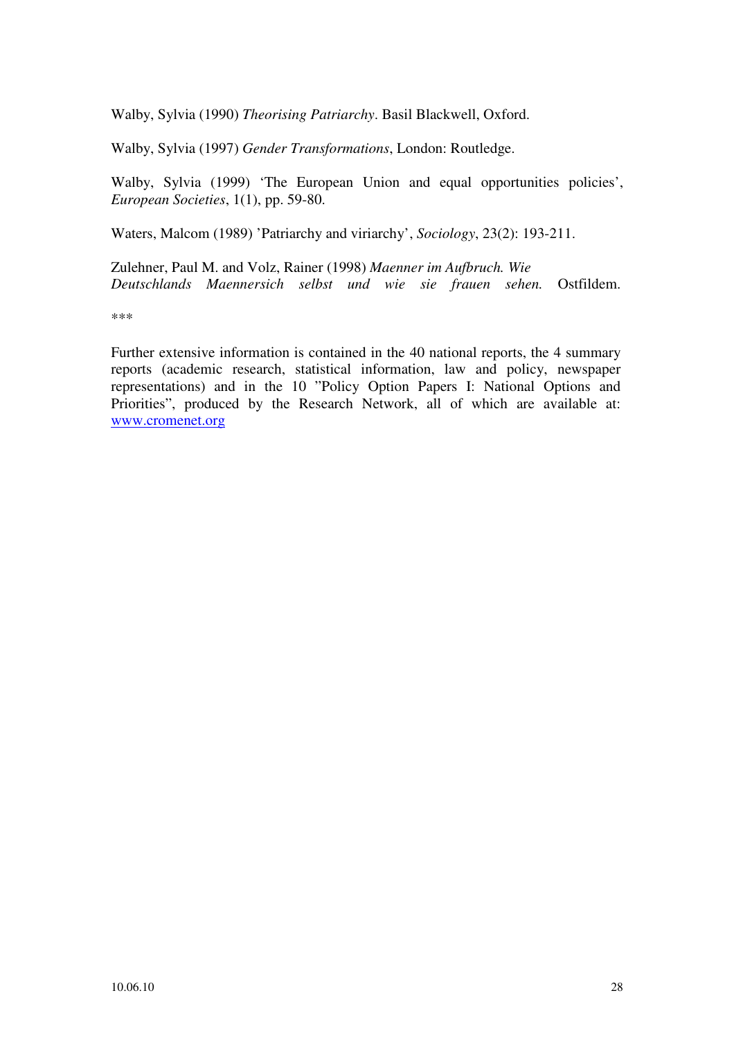Walby, Sylvia (1990) *Theorising Patriarchy*. Basil Blackwell, Oxford.

Walby, Sylvia (1997) *Gender Transformations*, London: Routledge.

Walby, Sylvia (1999) 'The European Union and equal opportunities policies', *European Societies*, 1(1), pp. 59-80.

Waters, Malcom (1989) 'Patriarchy and viriarchy', *Sociology*, 23(2): 193-211.

Zulehner, Paul M. and Volz, Rainer (1998) *Maenner im Aufbruch. Wie Deutschlands Maennersich selbst und wie sie frauen sehen.* Ostfildem.

***

Further extensive information is contained in the 40 national reports, the 4 summary reports (academic research, statistical information, law and policy, newspaper representations) and in the 10 "Policy Option Papers I: National Options and Priorities", produced by the Research Network, all of which are available at: [www.cromenet.org](http://www.cromenet.org)